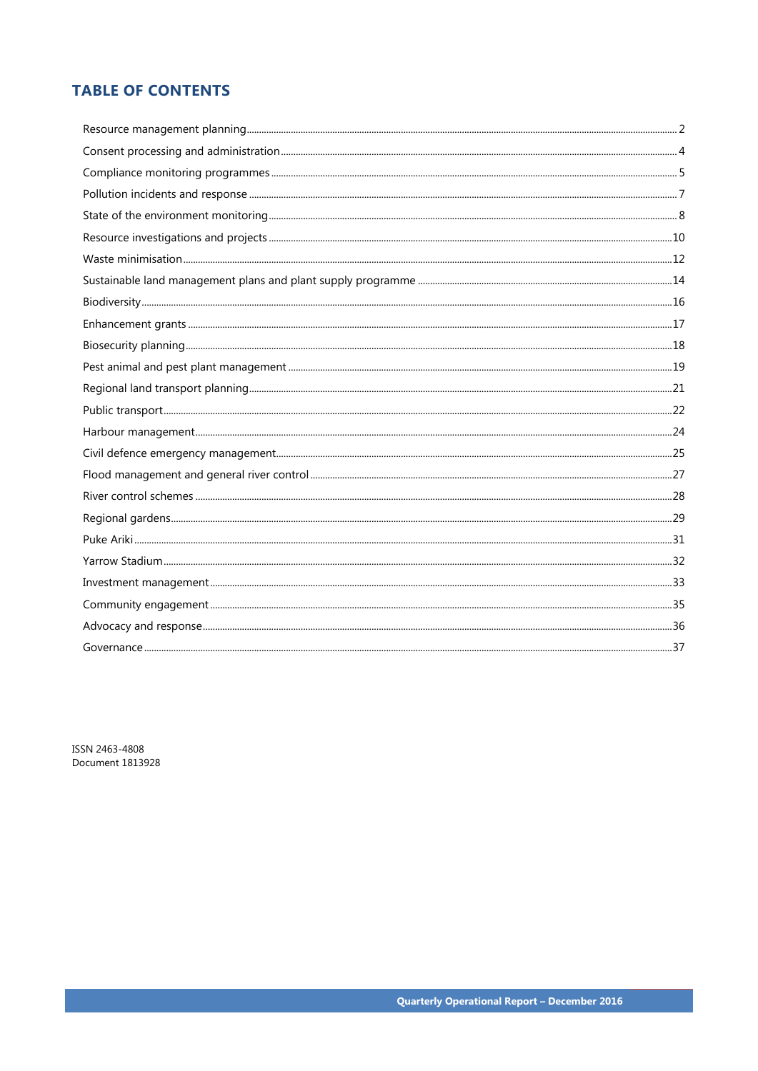# TABLE OF CONTENTS

| | |
|---|---|
| Resource management planning | 2 |
| Consent processing and administration | 4 |
| Compliance monitoring programmes | 5 |
| Pollution incidents and response | 7 |
| State of the environment monitoring | 8 |
| Resource investigations and projects | 10 |
| Waste minimisation | 12 |
| Sustainable land management plans and plant supply programme | 14 |
| Biodiversity | 16 |
| Enhancement grants | 17 |
| Biosecurity planning | 18 |
| Pest animal and pest plant management | 19 |
| Regional land transport planning | 21 |
| Public transport | 22 |
| Harbour management | 24 |
| Civil defence emergency management | 25 |
| Flood management and general river control | 27 |
| River control schemes | 28 |
| Regional gardens | 29 |
| Puke Ariki | 31 |
| Yarrow Stadium | 32 |
| Investment management | 33 |
| Community engagement | 35 |
| Advocacy and response | 36 |
| Governance | 37 |

ISSN 2463-4808
Document 1813928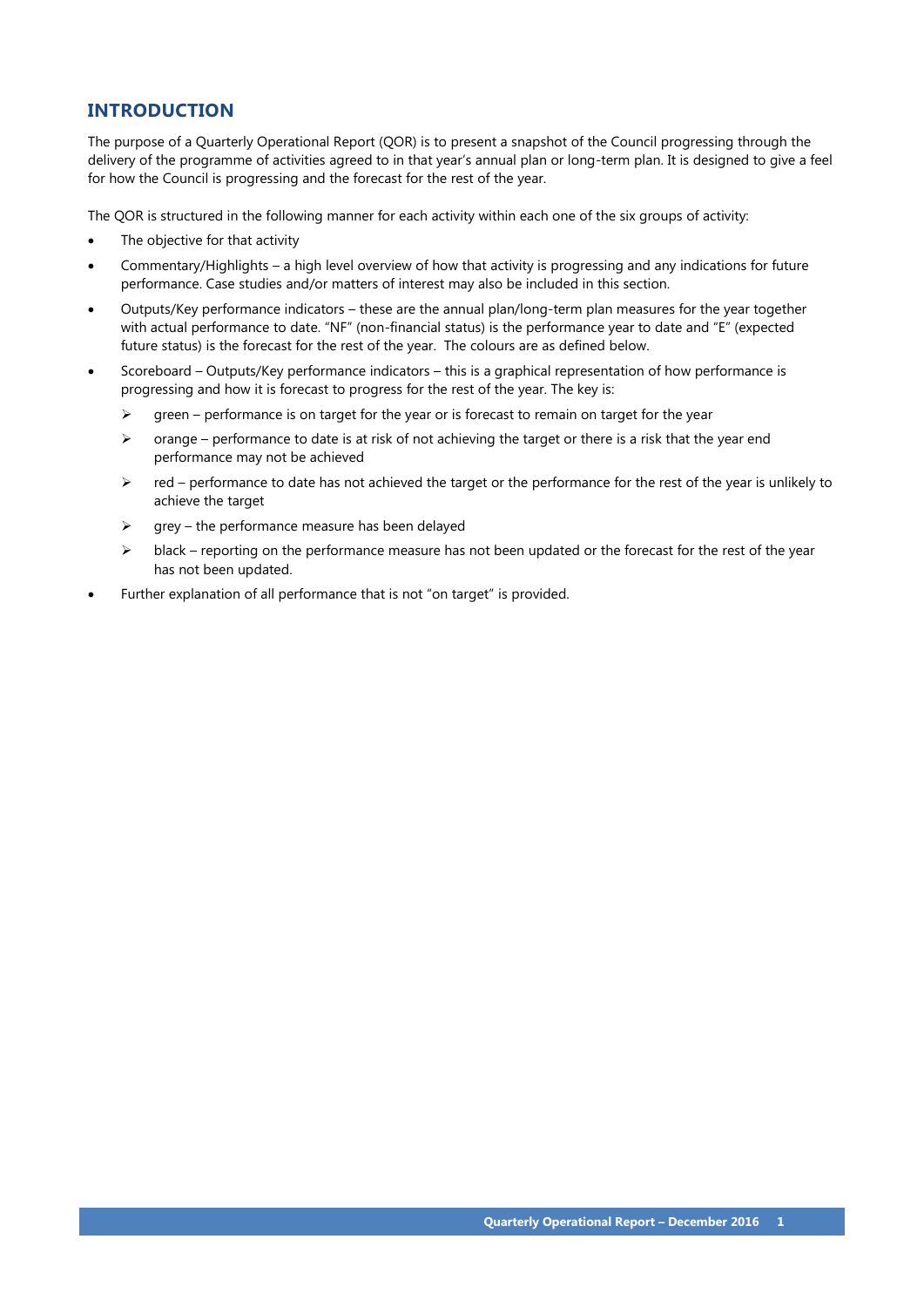## INTRODUCTION

The purpose of a Quarterly Operational Report (QOR) is to present a snapshot of the Council progressing through the delivery of the programme of activities agreed to in that year's annual plan or long-term plan. It is designed to give a feel for how the Council is progressing and the forecast for the rest of the year.

The QOR is structured in the following manner for each activity within each one of the six groups of activity:

- The objective for that activity
- Commentary/Highlights – a high level overview of how that activity is progressing and any indications for future performance. Case studies and/or matters of interest may also be included in this section.
- Outputs/Key performance indicators – these are the annual plan/long-term plan measures for the year together with actual performance to date. "NF" (non-financial status) is the performance year to date and "E" (expected future status) is the forecast for the rest of the year. The colours are as defined below.
- Scoreboard – Outputs/Key performance indicators – this is a graphical representation of how performance is progressing and how it is forecast to progress for the rest of the year. The key is:
  - green – performance is on target for the year or is forecast to remain on target for the year
  - orange – performance to date is at risk of not achieving the target or there is a risk that the year end performance may not be achieved
  - red – performance to date has not achieved the target or the performance for the rest of the year is unlikely to achieve the target
  - grey – the performance measure has been delayed
  - black – reporting on the performance measure has not been updated or the forecast for the rest of the year has not been updated.
- Further explanation of all performance that is not "on target" is provided.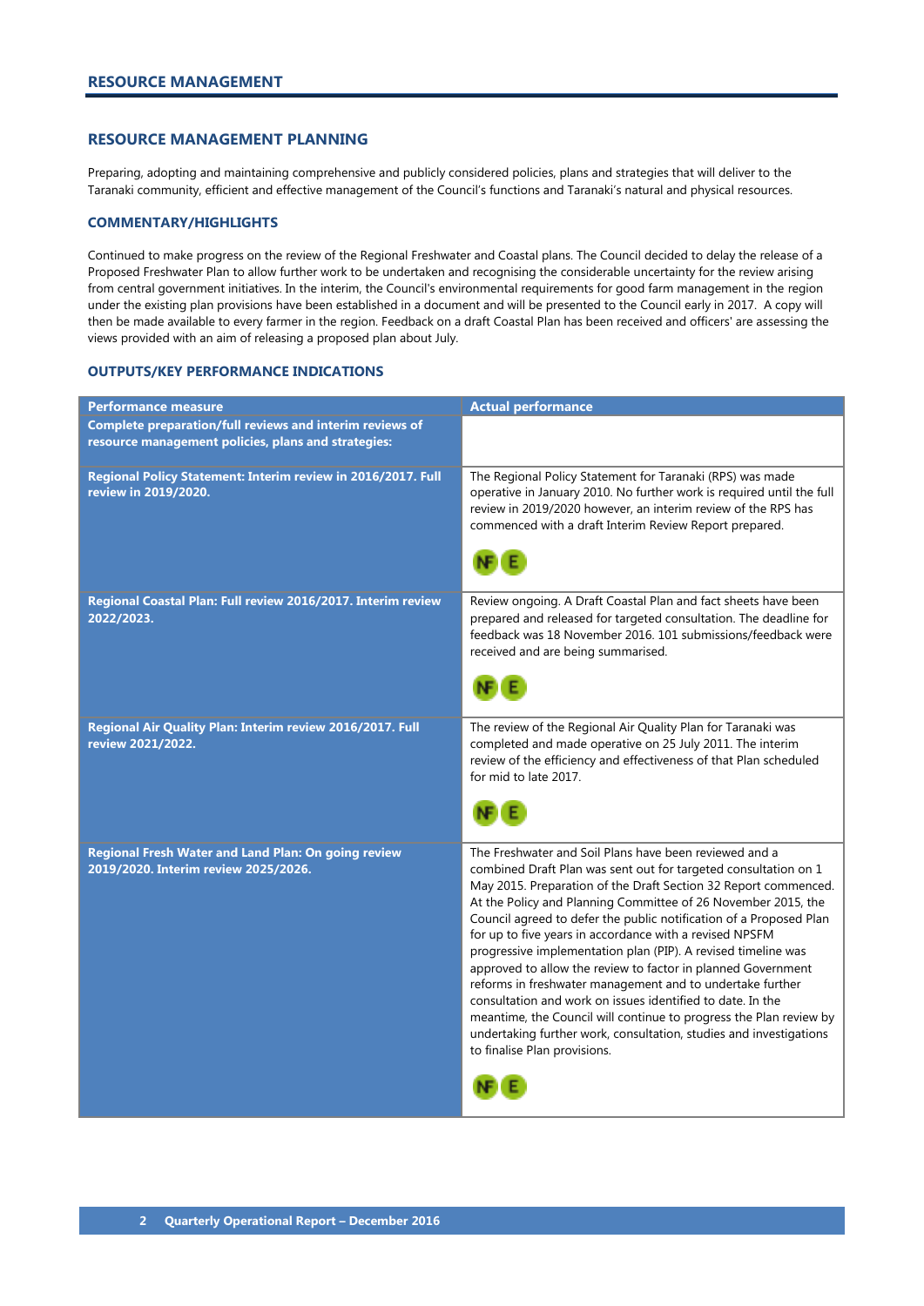## RESOURCE MANAGEMENT

### RESOURCE MANAGEMENT PLANNING

Preparing, adopting and maintaining comprehensive and publicly considered policies, plans and strategies that will deliver to the Taranaki community, efficient and effective management of the Council's functions and Taranaki's natural and physical resources.

#### COMMENTARY/HIGHLIGHTS

Continued to make progress on the review of the Regional Freshwater and Coastal plans. The Council decided to delay the release of a Proposed Freshwater Plan to allow further work to be undertaken and recognising the considerable uncertainty for the review arising from central government initiatives. In the interim, the Council's environmental requirements for good farm management in the region under the existing plan provisions have been established in a document and will be presented to the Council early in 2017. A copy will then be made available to every farmer in the region. Feedback on a draft Coastal Plan has been received and officers' are assessing the views provided with an aim of releasing a proposed plan about July.

#### OUTPUTS/KEY PERFORMANCE INDICATIONS

| Performance measure | Actual performance |
|---|---|
| **Complete preparation/full reviews and interim reviews of resource management policies, plans and strategies:** | |
| **Regional Policy Statement: Interim review in 2016/2017. Full review in 2019/2020.** | The Regional Policy Statement for Taranaki (RPS) was made operative in January 2010. No further work is required until the full review in 2019/2020 however, an interim review of the RPS has commenced with a draft Interim Review Report prepared. NF E |
| **Regional Coastal Plan: Full review 2016/2017. Interim review 2022/2023.** | Review ongoing. A Draft Coastal Plan and fact sheets have been prepared and released for targeted consultation. The deadline for feedback was 18 November 2016. 101 submissions/feedback were received and are being summarised. NF E |
| **Regional Air Quality Plan: Interim review 2016/2017. Full review 2021/2022.** | The review of the Regional Air Quality Plan for Taranaki was completed and made operative on 25 July 2011. The interim review of the efficiency and effectiveness of that Plan scheduled for mid to late 2017. NF E |
| **Regional Fresh Water and Land Plan: On going review 2019/2020. Interim review 2025/2026.** | The Freshwater and Soil Plans have been reviewed and a combined Draft Plan was sent out for targeted consultation on 1 May 2015. Preparation of the Draft Section 32 Report commenced. At the Policy and Planning Committee of 26 November 2015, the Council agreed to defer the public notification of a Proposed Plan for up to five years in accordance with a revised NPSFM progressive implementation plan (PIP). A revised timeline was approved to allow the review to factor in planned Government reforms in freshwater management and to undertake further consultation and work on issues identified to date. In the meantime, the Council will continue to progress the Plan review by undertaking further work, consultation, studies and investigations to finalise Plan provisions. NF E |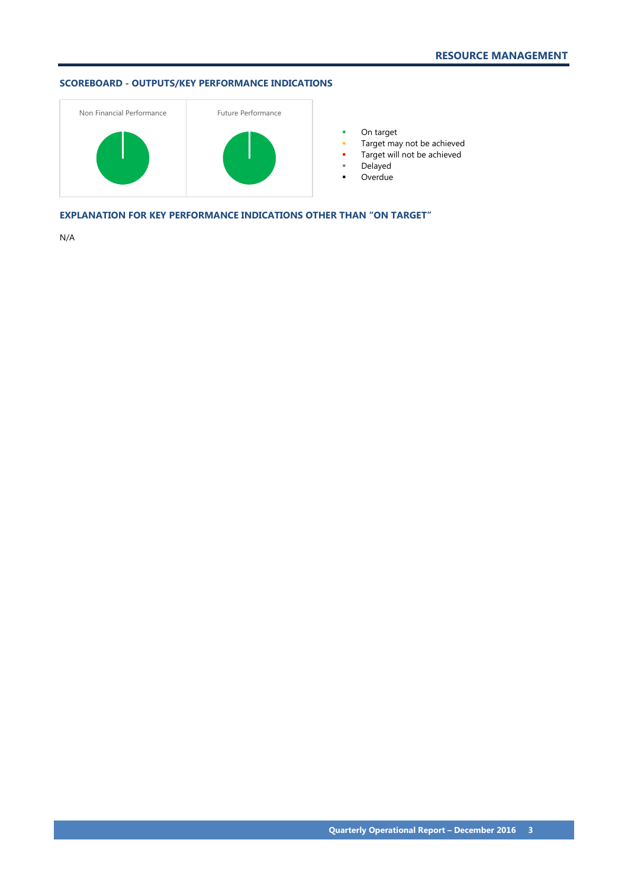## RESOURCE MANAGEMENT

### SCOREBOARD - OUTPUTS/KEY PERFORMANCE INDICATIONS

Non Financial Performance

Future Performance

- On target
- Target may not be achieved
- Target will not be achieved
- Delayed
- Overdue

### EXPLANATION FOR KEY PERFORMANCE INDICATIONS OTHER THAN "ON TARGET"

N/A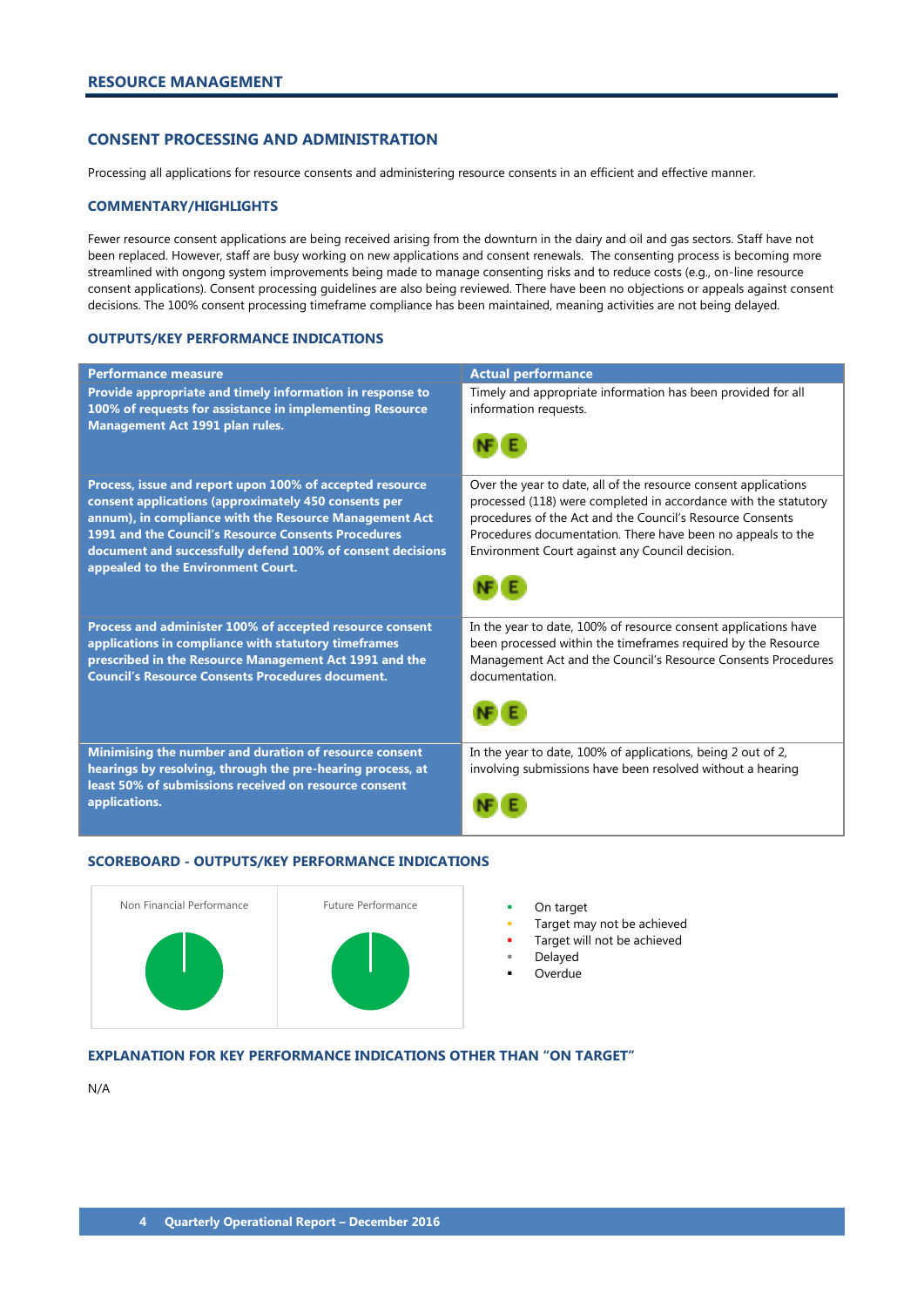## RESOURCE MANAGEMENT

### CONSENT PROCESSING AND ADMINISTRATION

Processing all applications for resource consents and administering resource consents in an efficient and effective manner.

#### COMMENTARY/HIGHLIGHTS

Fewer resource consent applications are being received arising from the downturn in the dairy and oil and gas sectors. Staff have not been replaced. However, staff are busy working on new applications and consent renewals. The consenting process is becoming more streamlined with ongong system improvements being made to manage consenting risks and to reduce costs (e.g., on-line resource consent applications). Consent processing guidelines are also being reviewed. There have been no objections or appeals against consent decisions. The 100% consent processing timeframe compliance has been maintained, meaning activities are not being delayed.

#### OUTPUTS/KEY PERFORMANCE INDICATIONS

| Performance measure | Actual performance |
|---|---|
| **Provide appropriate and timely information in response to 100% of requests for assistance in implementing Resource Management Act 1991 plan rules.** | Timely and appropriate information has been provided for all information requests. NF E |
| **Process, issue and report upon 100% of accepted resource consent applications (approximately 450 consents per annum), in compliance with the Resource Management Act 1991 and the Council's Resource Consents Procedures document and successfully defend 100% of consent decisions appealed to the Environment Court.** | Over the year to date, all of the resource consent applications processed (118) were completed in accordance with the statutory procedures of the Act and the Council's Resource Consents Procedures documentation. There have been no appeals to the Environment Court against any Council decision. NF E |
| **Process and administer 100% of accepted resource consent applications in compliance with statutory timeframes prescribed in the Resource Management Act 1991 and the Council's Resource Consents Procedures document.** | In the year to date, 100% of resource consent applications have been processed within the timeframes required by the Resource Management Act and the Council's Resource Consents Procedures documentation. NF E |
| **Minimising the number and duration of resource consent hearings by resolving, through the pre-hearing process, at least 50% of submissions received on resource consent applications.** | In the year to date, 100% of applications, being 2 out of 2, involving submissions have been resolved without a hearing NF E |

#### SCOREBOARD - OUTPUTS/KEY PERFORMANCE INDICATIONS

| Non Financial Performance | Future Performance |
|---|---|
| | |

- On target
- Target may not be achieved
- Target will not be achieved
- Delayed
- Overdue

#### EXPLANATION FOR KEY PERFORMANCE INDICATIONS OTHER THAN "ON TARGET"

N/A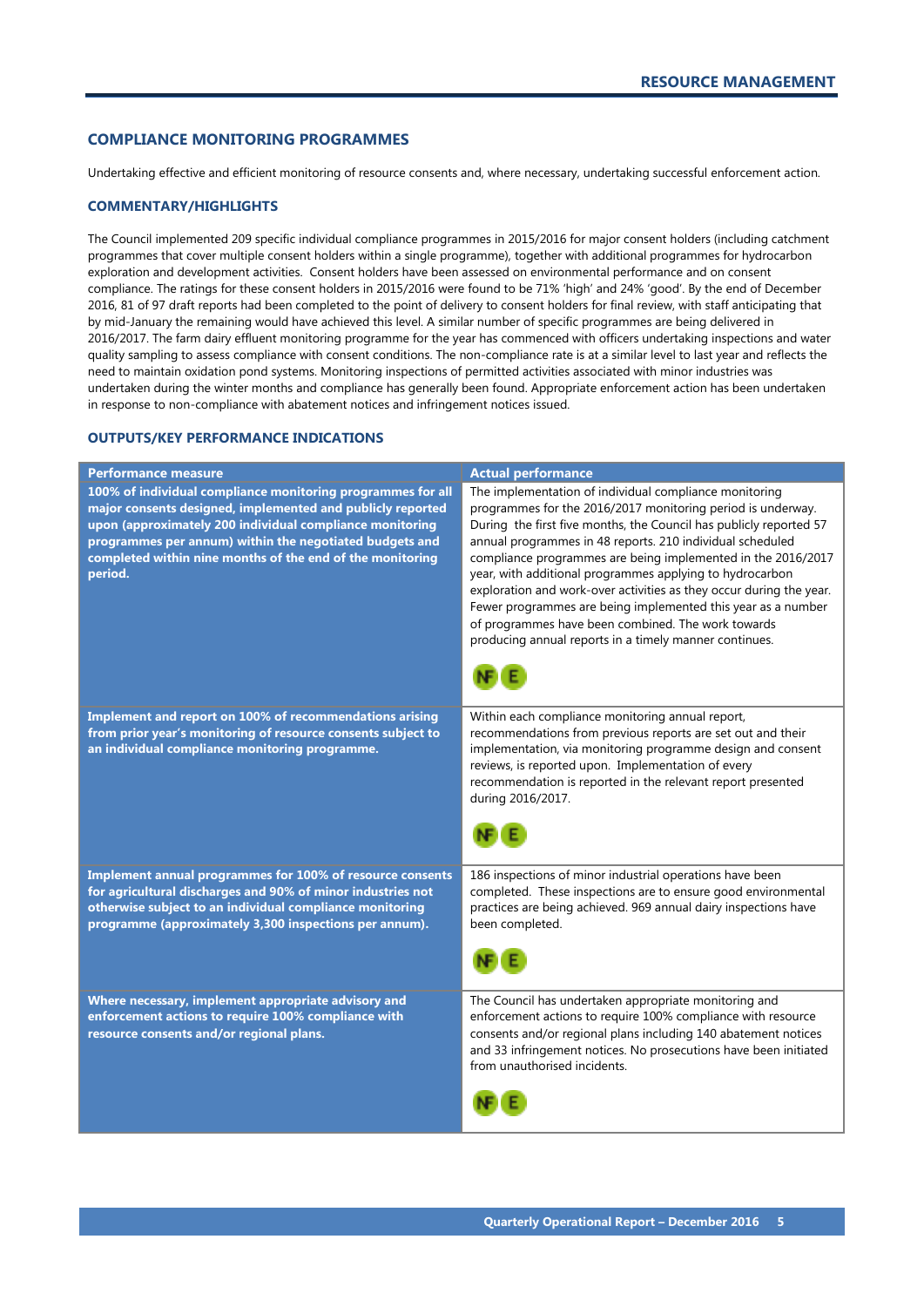## COMPLIANCE MONITORING PROGRAMMES

Undertaking effective and efficient monitoring of resource consents and, where necessary, undertaking successful enforcement action.

### COMMENTARY/HIGHLIGHTS

The Council implemented 209 specific individual compliance programmes in 2015/2016 for major consent holders (including catchment programmes that cover multiple consent holders within a single programme), together with additional programmes for hydrocarbon exploration and development activities. Consent holders have been assessed on environmental performance and on consent compliance. The ratings for these consent holders in 2015/2016 were found to be 71% 'high' and 24% 'good'. By the end of December 2016, 81 of 97 draft reports had been completed to the point of delivery to consent holders for final review, with staff anticipating that by mid-January the remaining would have achieved this level. A similar number of specific programmes are being delivered in 2016/2017. The farm dairy effluent monitoring programme for the year has commenced with officers undertaking inspections and water quality sampling to assess compliance with consent conditions. The non-compliance rate is at a similar level to last year and reflects the need to maintain oxidation pond systems. Monitoring inspections of permitted activities associated with minor industries was undertaken during the winter months and compliance has generally been found. Appropriate enforcement action has been undertaken in response to non-compliance with abatement notices and infringement notices issued.

### OUTPUTS/KEY PERFORMANCE INDICATIONS

| Performance measure | Actual performance |
|---|---|
| **100% of individual compliance monitoring programmes for all major consents designed, implemented and publicly reported upon (approximately 200 individual compliance monitoring programmes per annum) within the negotiated budgets and completed within nine months of the end of the monitoring period.** | The implementation of individual compliance monitoring programmes for the 2016/2017 monitoring period is underway. During the first five months, the Council has publicly reported 57 annual programmes in 48 reports. 210 individual scheduled compliance programmes are being implemented in the 2016/2017 year, with additional programmes applying to hydrocarbon exploration and work-over activities as they occur during the year. Fewer programmes are being implemented this year as a number of programmes have been combined. The work towards producing annual reports in a timely manner continues. NF E |
| **Implement and report on 100% of recommendations arising from prior year's monitoring of resource consents subject to an individual compliance monitoring programme.** | Within each compliance monitoring annual report, recommendations from previous reports are set out and their implementation, via monitoring programme design and consent reviews, is reported upon. Implementation of every recommendation is reported in the relevant report presented during 2016/2017. NF E |
| **Implement annual programmes for 100% of resource consents for agricultural discharges and 90% of minor industries not otherwise subject to an individual compliance monitoring programme (approximately 3,300 inspections per annum).** | 186 inspections of minor industrial operations have been completed. These inspections are to ensure good environmental practices are being achieved. 969 annual dairy inspections have been completed. NF E |
| **Where necessary, implement appropriate advisory and enforcement actions to require 100% compliance with resource consents and/or regional plans.** | The Council has undertaken appropriate monitoring and enforcement actions to require 100% compliance with resource consents and/or regional plans including 140 abatement notices and 33 infringement notices. No prosecutions have been initiated from unauthorised incidents. NF E |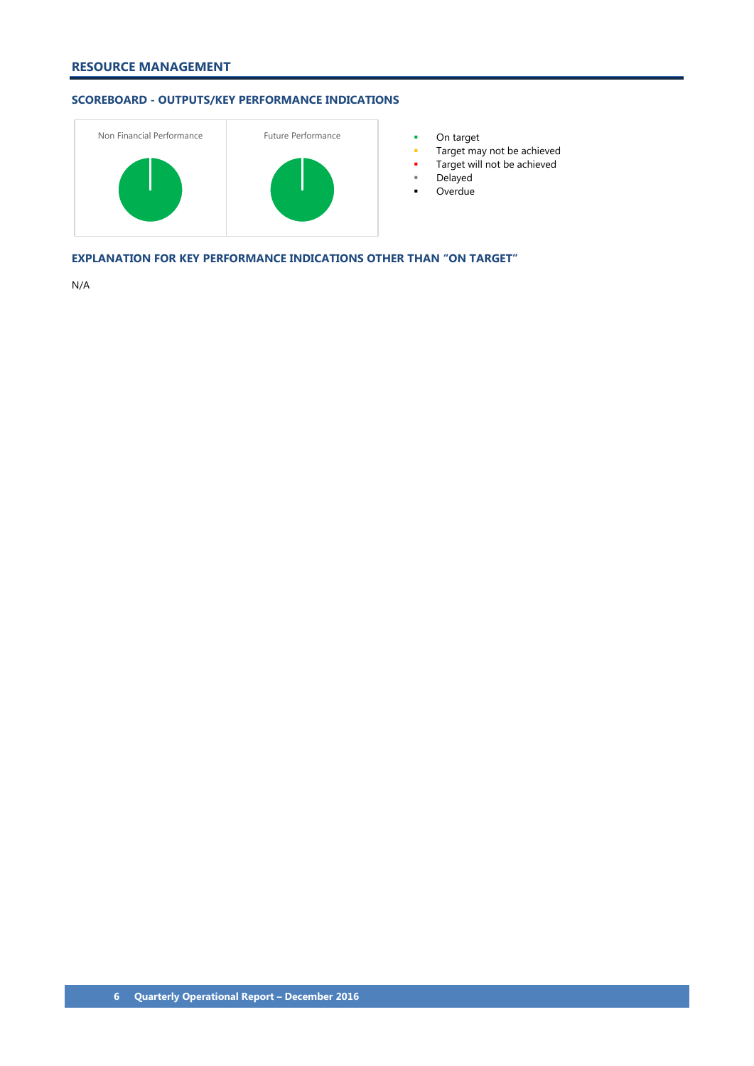## RESOURCE MANAGEMENT

### SCOREBOARD - OUTPUTS/KEY PERFORMANCE INDICATIONS

Non Financial Performance

Future Performance

- On target
- Target may not be achieved
- Target will not be achieved
- Delayed
- Overdue

### EXPLANATION FOR KEY PERFORMANCE INDICATIONS OTHER THAN "ON TARGET"

N/A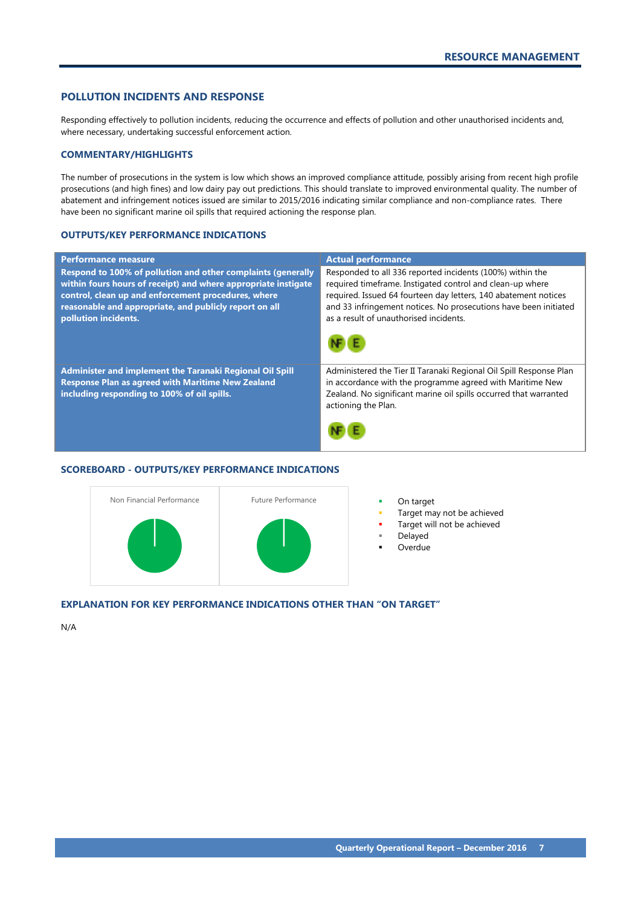## POLLUTION INCIDENTS AND RESPONSE

Responding effectively to pollution incidents, reducing the occurrence and effects of pollution and other unauthorised incidents and, where necessary, undertaking successful enforcement action.

### COMMENTARY/HIGHLIGHTS

The number of prosecutions in the system is low which shows an improved compliance attitude, possibly arising from recent high profile prosecutions (and high fines) and low dairy pay out predictions. This should translate to improved environmental quality. The number of abatement and infringement notices issued are similar to 2015/2016 indicating similar compliance and non-compliance rates. There have been no significant marine oil spills that required actioning the response plan.

### OUTPUTS/KEY PERFORMANCE INDICATIONS

| Performance measure | Actual performance |
|---|---|
| **Respond to 100% of pollution and other complaints (generally within fours hours of receipt) and where appropriate instigate control, clean up and enforcement procedures, where reasonable and appropriate, and publicly report on all pollution incidents.** | Responded to all 336 reported incidents (100%) within the required timeframe. Instigated control and clean-up where required. Issued 64 fourteen day letters, 140 abatement notices and 33 infringement notices. No prosecutions have been initiated as a result of unauthorised incidents. NF E |
| **Administer and implement the Taranaki Regional Oil Spill Response Plan as agreed with Maritime New Zealand including responding to 100% of oil spills.** | Administered the Tier II Taranaki Regional Oil Spill Response Plan in accordance with the programme agreed with Maritime New Zealand. No significant marine oil spills occurred that warranted actioning the Plan. NF E |

### SCOREBOARD - OUTPUTS/KEY PERFORMANCE INDICATIONS

Non Financial Performance | Future Performance

- On target
- Target may not be achieved
- Target will not be achieved
- Delayed
- Overdue

### EXPLANATION FOR KEY PERFORMANCE INDICATIONS OTHER THAN "ON TARGET"

N/A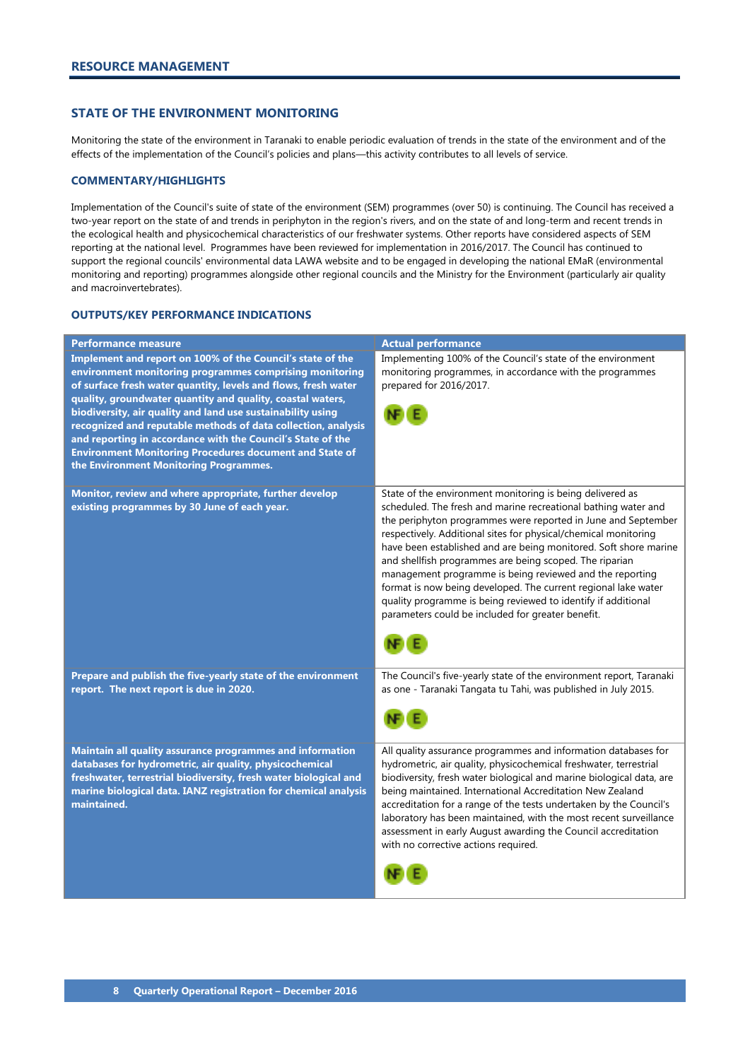## RESOURCE MANAGEMENT

### STATE OF THE ENVIRONMENT MONITORING

Monitoring the state of the environment in Taranaki to enable periodic evaluation of trends in the state of the environment and of the effects of the implementation of the Council's policies and plans—this activity contributes to all levels of service.

#### COMMENTARY/HIGHLIGHTS

Implementation of the Council's suite of state of the environment (SEM) programmes (over 50) is continuing. The Council has received a two-year report on the state of and trends in periphyton in the region's rivers, and on the state of and long-term and recent trends in the ecological health and physicochemical characteristics of our freshwater systems. Other reports have considered aspects of SEM reporting at the national level. Programmes have been reviewed for implementation in 2016/2017. The Council has continued to support the regional councils' environmental data LAWA website and to be engaged in developing the national EMaR (environmental monitoring and reporting) programmes alongside other regional councils and the Ministry for the Environment (particularly air quality and macroinvertebrates).

#### OUTPUTS/KEY PERFORMANCE INDICATIONS

| Performance measure | Actual performance |
|---|---|
| **Implement and report on 100% of the Council's state of the environment monitoring programmes comprising monitoring of surface fresh water quantity, levels and flows, fresh water quality, groundwater quantity and quality, coastal waters, biodiversity, air quality and land use sustainability using recognized and reputable methods of data collection, analysis and reporting in accordance with the Council's State of the Environment Monitoring Procedures document and State of the Environment Monitoring Programmes.** | Implementing 100% of the Council's state of the environment monitoring programmes, in accordance with the programmes prepared for 2016/2017. NF E |
| **Monitor, review and where appropriate, further develop existing programmes by 30 June of each year.** | State of the environment monitoring is being delivered as scheduled. The fresh and marine recreational bathing water and the periphyton programmes were reported in June and September respectively. Additional sites for physical/chemical monitoring have been established and are being monitored. Soft shore marine and shellfish programmes are being scoped. The riparian management programme is being reviewed and the reporting format is now being developed. The current regional lake water quality programme is being reviewed to identify if additional parameters could be included for greater benefit. NF E |
| **Prepare and publish the five-yearly state of the environment report. The next report is due in 2020.** | The Council's five-yearly state of the environment report, Taranaki as one - Taranaki Tangata tu Tahi, was published in July 2015. NF E |
| **Maintain all quality assurance programmes and information databases for hydrometric, air quality, physicochemical freshwater, terrestrial biodiversity, fresh water biological and marine biological data. IANZ registration for chemical analysis maintained.** | All quality assurance programmes and information databases for hydrometric, air quality, physicochemical freshwater, terrestrial biodiversity, fresh water biological and marine biological data, are being maintained. International Accreditation New Zealand accreditation for a range of the tests undertaken by the Council's laboratory has been maintained, with the most recent surveillance assessment in early August awarding the Council accreditation with no corrective actions required. NF E |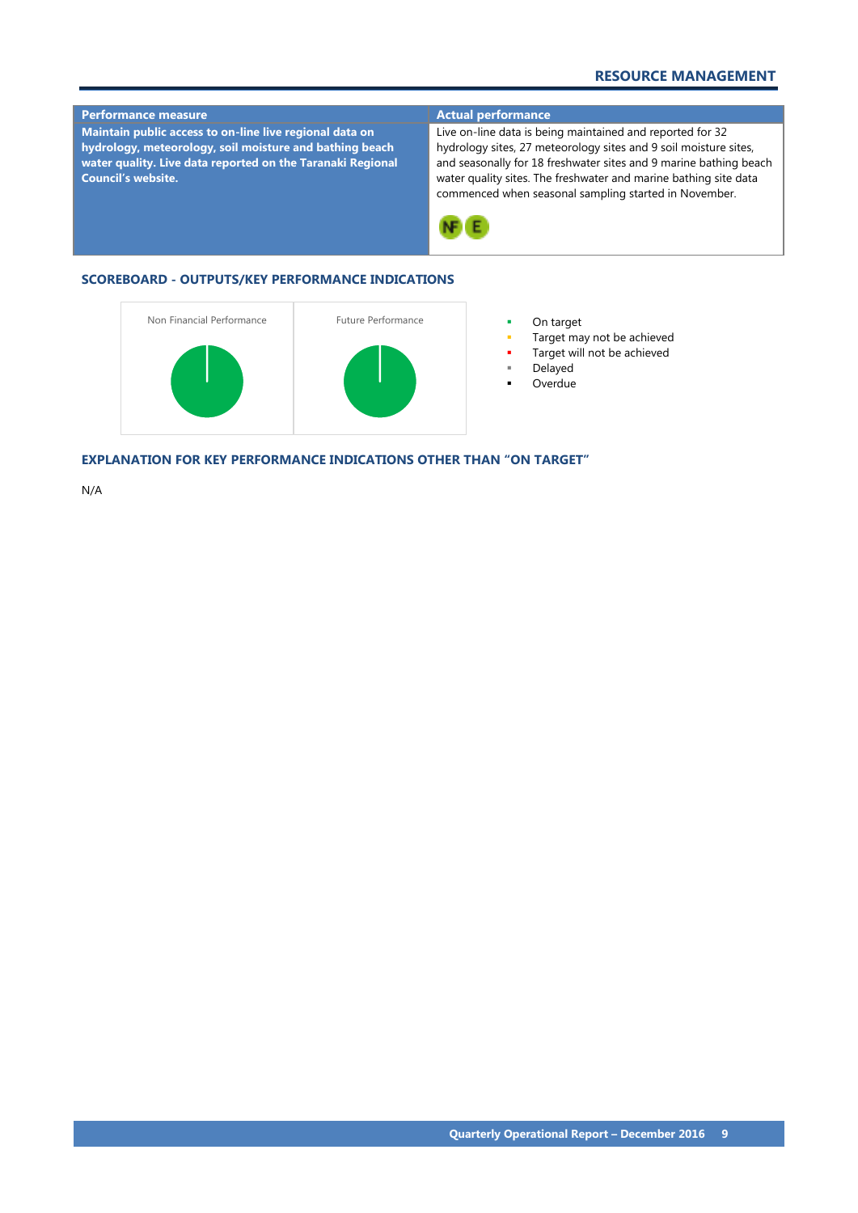| Performance measure | Actual performance |
|---|---|
| **Maintain public access to on-line live regional data on hydrology, meteorology, soil moisture and bathing beach water quality. Live data reported on the Taranaki Regional Council's website.** | Live on-line data is being maintained and reported for 32 hydrology sites, 27 meteorology sites and 9 soil moisture sites, and seasonally for 18 freshwater sites and 9 marine bathing beach water quality sites. The freshwater and marine bathing site data commenced when seasonal sampling started in November. NF E |

## SCOREBOARD - OUTPUTS/KEY PERFORMANCE INDICATIONS

Non Financial Performance

Future Performance

- On target
- Target may not be achieved
- Target will not be achieved
- Delayed
- Overdue

## EXPLANATION FOR KEY PERFORMANCE INDICATIONS OTHER THAN "ON TARGET"

N/A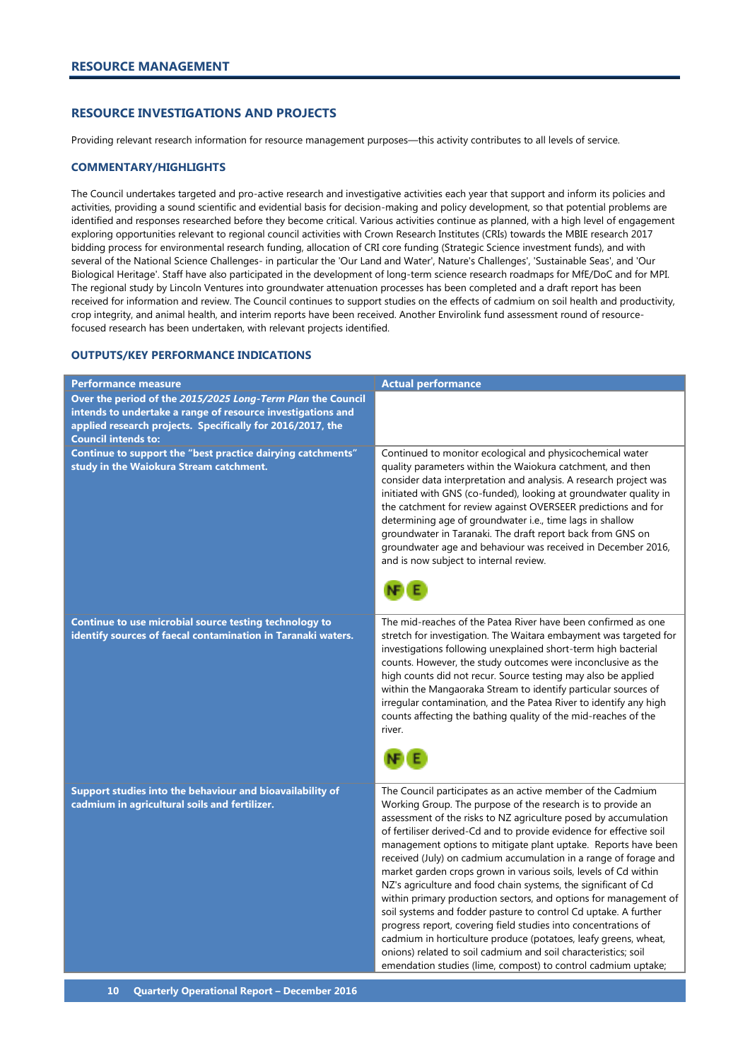## RESOURCE MANAGEMENT

### RESOURCE INVESTIGATIONS AND PROJECTS

Providing relevant research information for resource management purposes—this activity contributes to all levels of service.

#### COMMENTARY/HIGHLIGHTS

The Council undertakes targeted and pro-active research and investigative activities each year that support and inform its policies and activities, providing a sound scientific and evidential basis for decision-making and policy development, so that potential problems are identified and responses researched before they become critical. Various activities continue as planned, with a high level of engagement exploring opportunities relevant to regional council activities with Crown Research Institutes (CRIs) towards the MBIE research 2017 bidding process for environmental research funding, allocation of CRI core funding (Strategic Science investment funds), and with several of the National Science Challenges- in particular the 'Our Land and Water', Nature's Challenges', 'Sustainable Seas', and 'Our Biological Heritage'. Staff have also participated in the development of long-term science research roadmaps for MfE/DoC and for MPI. The regional study by Lincoln Ventures into groundwater attenuation processes has been completed and a draft report has been received for information and review. The Council continues to support studies on the effects of cadmium on soil health and productivity, crop integrity, and animal health, and interim reports have been received. Another Envirolink fund assessment round of resource-focused research has been undertaken, with relevant projects identified.

#### OUTPUTS/KEY PERFORMANCE INDICATIONS

| Performance measure | Actual performance |
|---|---|
| **Over the period of the *2015/2025 Long-Term Plan* the Council intends to undertake a range of resource investigations and applied research projects. Specifically for 2016/2017, the Council intends to:** | |
| **Continue to support the "best practice dairying catchments" study in the Waiokura Stream catchment.** | Continued to monitor ecological and physicochemical water quality parameters within the Waiokura catchment, and then consider data interpretation and analysis. A research project was initiated with GNS (co-funded), looking at groundwater quality in the catchment for review against OVERSEER predictions and for determining age of groundwater i.e., time lags in shallow groundwater in Taranaki. The draft report back from GNS on groundwater age and behaviour was received in December 2016, and is now subject to internal review. NF E |
| **Continue to use microbial source testing technology to identify sources of faecal contamination in Taranaki waters.** | The mid-reaches of the Patea River have been confirmed as one stretch for investigation. The Waitara embayment was targeted for investigations following unexplained short-term high bacterial counts. However, the study outcomes were inconclusive as the high counts did not recur. Source testing may also be applied within the Mangaoraka Stream to identify particular sources of irregular contamination, and the Patea River to identify any high counts affecting the bathing quality of the mid-reaches of the river. NF E |
| **Support studies into the behaviour and bioavailability of cadmium in agricultural soils and fertilizer.** | The Council participates as an active member of the Cadmium Working Group. The purpose of the research is to provide an assessment of the risks to NZ agriculture posed by accumulation of fertiliser derived-Cd and to provide evidence for effective soil management options to mitigate plant uptake. Reports have been received (July) on cadmium accumulation in a range of forage and market garden crops grown in various soils, levels of Cd within NZ's agriculture and food chain systems, the significant of Cd within primary production sectors, and options for management of soil systems and fodder pasture to control Cd uptake. A further progress report, covering field studies into concentrations of cadmium in horticulture produce (potatoes, leafy greens, wheat, onions) related to soil cadmium and soil characteristics; soil emendation studies (lime, compost) to control cadmium uptake; |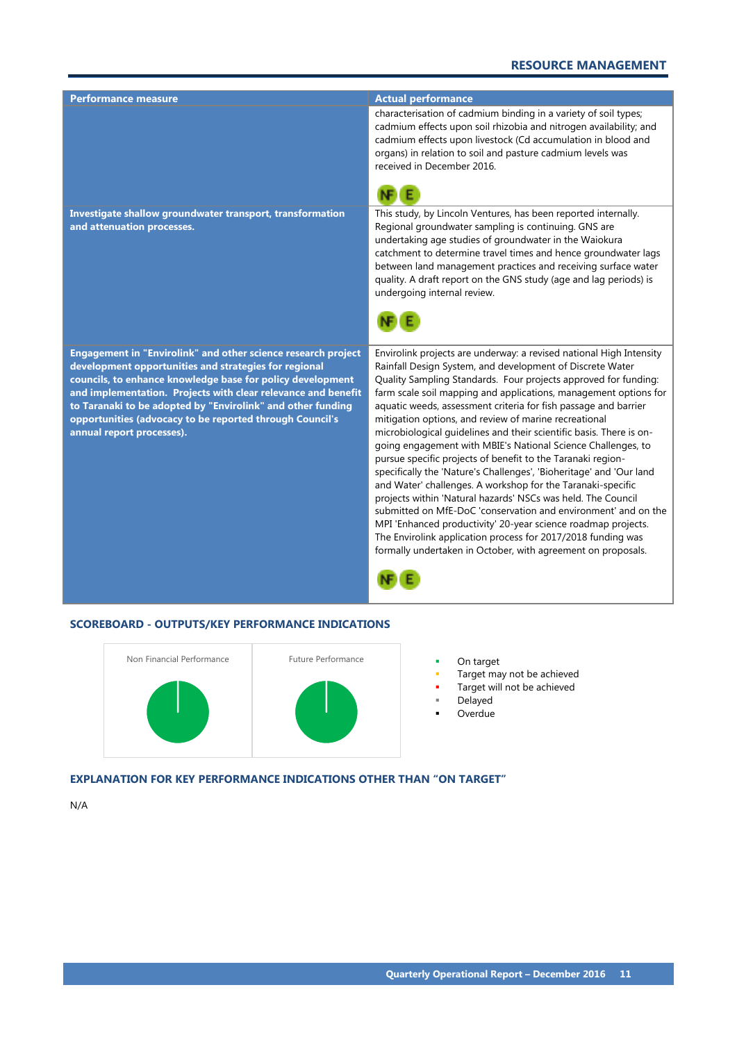| Performance measure | Actual performance |
|---|---|
| | characterisation of cadmium binding in a variety of soil types; cadmium effects upon soil rhizobia and nitrogen availability; and cadmium effects upon livestock (Cd accumulation in blood and organs) in relation to soil and pasture cadmium levels was received in December 2016. NF E |
| **Investigate shallow groundwater transport, transformation and attenuation processes.** | This study, by Lincoln Ventures, has been reported internally. Regional groundwater sampling is continuing. GNS are undertaking age studies of groundwater in the Waiokura catchment to determine travel times and hence groundwater lags between land management practices and receiving surface water quality. A draft report on the GNS study (age and lag periods) is undergoing internal review. NF E |
| **Engagement in "Envirolink" and other science research project development opportunities and strategies for regional councils, to enhance knowledge base for policy development and implementation. Projects with clear relevance and benefit to Taranaki to be adopted by "Envirolink" and other funding opportunities (advocacy to be reported through Council's annual report processes).** | Envirolink projects are underway: a revised national High Intensity Rainfall Design System, and development of Discrete Water Quality Sampling Standards. Four projects approved for funding: farm scale soil mapping and applications, management options for aquatic weeds, assessment criteria for fish passage and barrier mitigation options, and review of marine recreational microbiological guidelines and their scientific basis. There is on-going engagement with MBIE's National Science Challenges, to pursue specific projects of benefit to the Taranaki region- specifically the 'Nature's Challenges', 'Bioheritage' and 'Our land and Water' challenges. A workshop for the Taranaki-specific projects within 'Natural hazards' NSCs was held. The Council submitted on MfE-DoC 'conservation and environment' and on the MPI 'Enhanced productivity' 20-year science roadmap projects. The Envirolink application process for 2017/2018 funding was formally undertaken in October, with agreement on proposals. NF E |

## SCOREBOARD - OUTPUTS/KEY PERFORMANCE INDICATIONS

Non Financial Performance

Future Performance

- On target
- Target may not be achieved
- Target will not be achieved
- Delayed
- Overdue

## EXPLANATION FOR KEY PERFORMANCE INDICATIONS OTHER THAN "ON TARGET"

N/A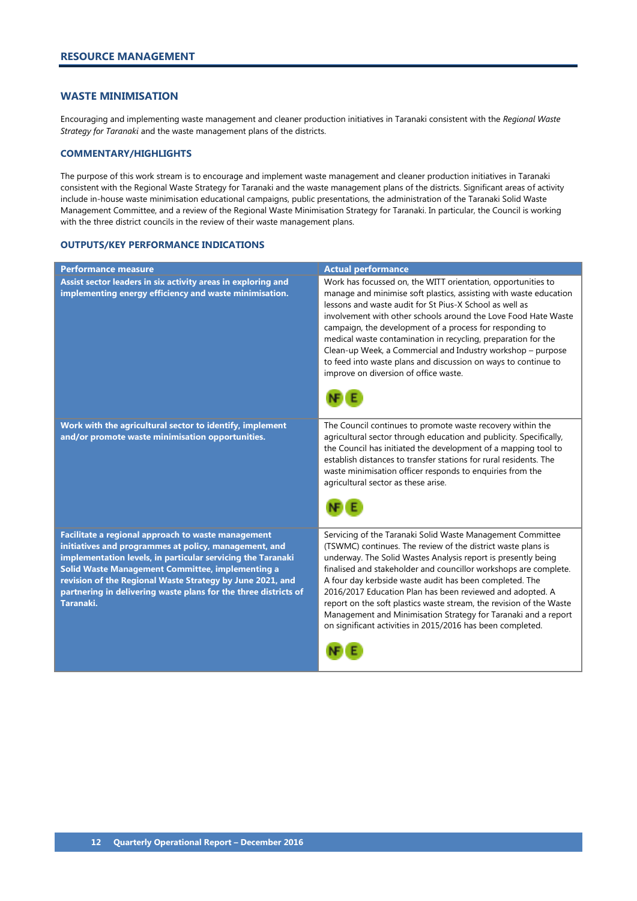## RESOURCE MANAGEMENT

### WASTE MINIMISATION

Encouraging and implementing waste management and cleaner production initiatives in Taranaki consistent with the *Regional Waste Strategy for Taranaki* and the waste management plans of the districts.

#### COMMENTARY/HIGHLIGHTS

The purpose of this work stream is to encourage and implement waste management and cleaner production initiatives in Taranaki consistent with the Regional Waste Strategy for Taranaki and the waste management plans of the districts. Significant areas of activity include in-house waste minimisation educational campaigns, public presentations, the administration of the Taranaki Solid Waste Management Committee, and a review of the Regional Waste Minimisation Strategy for Taranaki. In particular, the Council is working with the three district councils in the review of their waste management plans.

#### OUTPUTS/KEY PERFORMANCE INDICATIONS

| Performance measure | Actual performance |
|---|---|
| **Assist sector leaders in six activity areas in exploring and implementing energy efficiency and waste minimisation.** | Work has focussed on, the WITT orientation, opportunities to manage and minimise soft plastics, assisting with waste education lessons and waste audit for St Pius-X School as well as involvement with other schools around the Love Food Hate Waste campaign, the development of a process for responding to medical waste contamination in recycling, preparation for the Clean-up Week, a Commercial and Industry workshop – purpose to feed into waste plans and discussion on ways to continue to improve on diversion of office waste. NF E |
| **Work with the agricultural sector to identify, implement and/or promote waste minimisation opportunities.** | The Council continues to promote waste recovery within the agricultural sector through education and publicity. Specifically, the Council has initiated the development of a mapping tool to establish distances to transfer stations for rural residents. The waste minimisation officer responds to enquiries from the agricultural sector as these arise. NF E |
| **Facilitate a regional approach to waste management initiatives and programmes at policy, management, and implementation levels, in particular servicing the Taranaki Solid Waste Management Committee, implementing a revision of the Regional Waste Strategy by June 2021, and partnering in delivering waste plans for the three districts of Taranaki.** | Servicing of the Taranaki Solid Waste Management Committee (TSWMC) continues. The review of the district waste plans is underway. The Solid Wastes Analysis report is presently being finalised and stakeholder and councillor workshops are complete. A four day kerbside waste audit has been completed. The 2016/2017 Education Plan has been reviewed and adopted. A report on the soft plastics waste stream, the revision of the Waste Management and Minimisation Strategy for Taranaki and a report on significant activities in 2015/2016 has been completed. NF E |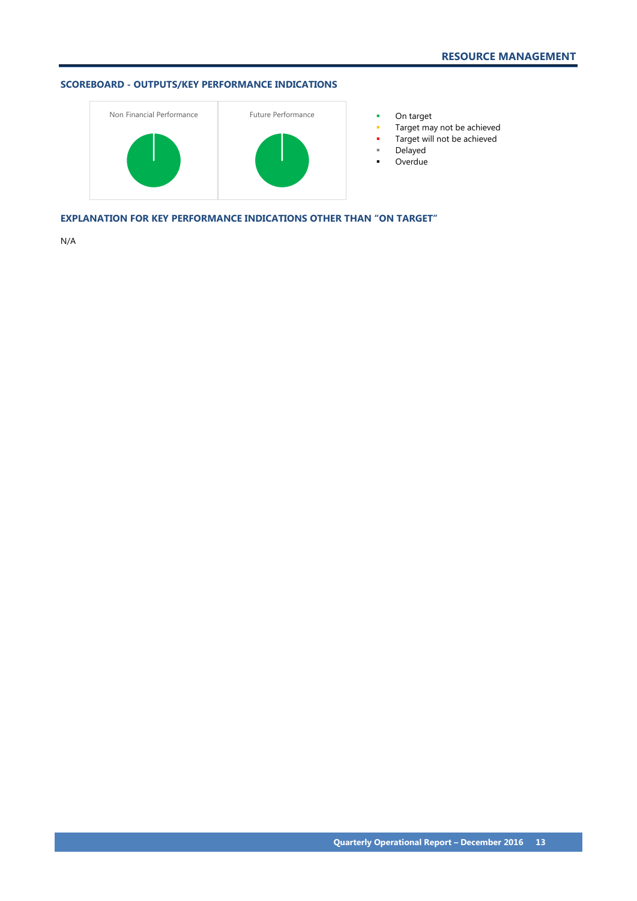## RESOURCE MANAGEMENT

### SCOREBOARD - OUTPUTS/KEY PERFORMANCE INDICATIONS

Non Financial Performance

Future Performance

- On target
- Target may not be achieved
- Target will not be achieved
- Delayed
- Overdue

### EXPLANATION FOR KEY PERFORMANCE INDICATIONS OTHER THAN "ON TARGET"

N/A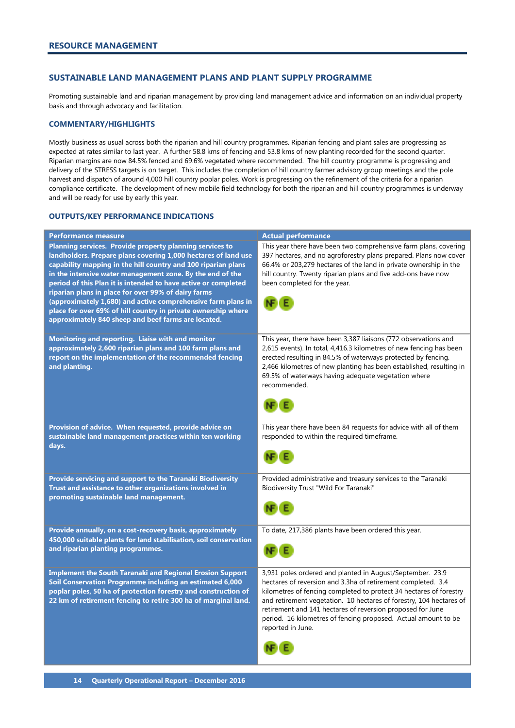## RESOURCE MANAGEMENT

### SUSTAINABLE LAND MANAGEMENT PLANS AND PLANT SUPPLY PROGRAMME

Promoting sustainable land and riparian management by providing land management advice and information on an individual property basis and through advocacy and facilitation.

#### COMMENTARY/HIGHLIGHTS

Mostly business as usual across both the riparian and hill country programmes. Riparian fencing and plant sales are progressing as expected at rates similar to last year. A further 58.8 kms of fencing and 53.8 kms of new planting recorded for the second quarter. Riparian margins are now 84.5% fenced and 69.6% vegetated where recommended. The hill country programme is progressing and delivery of the STRESS targets is on target. This includes the completion of hill country farmer advisory group meetings and the pole harvest and dispatch of around 4,000 hill country poplar poles. Work is progressing on the refinement of the criteria for a riparian compliance certificate. The development of new mobile field technology for both the riparian and hill country programmes is underway and will be ready for use by early this year.

#### OUTPUTS/KEY PERFORMANCE INDICATIONS

| Performance measure | Actual performance |
|---|---|
| **Planning services. Provide property planning services to landholders. Prepare plans covering 1,000 hectares of land use capability mapping in the hill country and 100 riparian plans in the intensive water management zone. By the end of the period of this Plan it is intended to have active or completed riparian plans in place for over 99% of dairy farms (approximately 1,680) and active comprehensive farm plans in place for over 69% of hill country in private ownership where approximately 840 sheep and beef farms are located.** | This year there have been two comprehensive farm plans, covering 397 hectares, and no agroforestry plans prepared. Plans now cover 66.4% or 203,279 hectares of the land in private ownership in the hill country. Twenty riparian plans and five add-ons have now been completed for the year. NF E |
| **Monitoring and reporting. Liaise with and monitor approximately 2,600 riparian plans and 100 farm plans and report on the implementation of the recommended fencing and planting.** | This year, there have been 3,387 liaisons (772 observations and 2,615 events). In total, 4,416.3 kilometres of new fencing has been erected resulting in 84.5% of waterways protected by fencing. 2,466 kilometres of new planting has been established, resulting in 69.5% of waterways having adequate vegetation where recommended. NF E |
| **Provision of advice. When requested, provide advice on sustainable land management practices within ten working days.** | This year there have been 84 requests for advice with all of them responded to within the required timeframe. NF E |
| **Provide servicing and support to the Taranaki Biodiversity Trust and assistance to other organizations involved in promoting sustainable land management.** | Provided administrative and treasury services to the Taranaki Biodiversity Trust "Wild For Taranaki" NF E |
| **Provide annually, on a cost-recovery basis, approximately 450,000 suitable plants for land stabilisation, soil conservation and riparian planting programmes.** | To date, 217,386 plants have been ordered this year. NF E |
| **Implement the South Taranaki and Regional Erosion Support Soil Conservation Programme including an estimated 6,000 poplar poles, 50 ha of protection forestry and construction of 22 km of retirement fencing to retire 300 ha of marginal land.** | 3,931 poles ordered and planted in August/September. 23.9 hectares of reversion and 3.3ha of retirement completed. 3.4 kilometres of fencing completed to protect 34 hectares of forestry and retirement vegetation. 10 hectares of forestry, 104 hectares of retirement and 141 hectares of reversion proposed for June period. 16 kilometres of fencing proposed. Actual amount to be reported in June. NF E |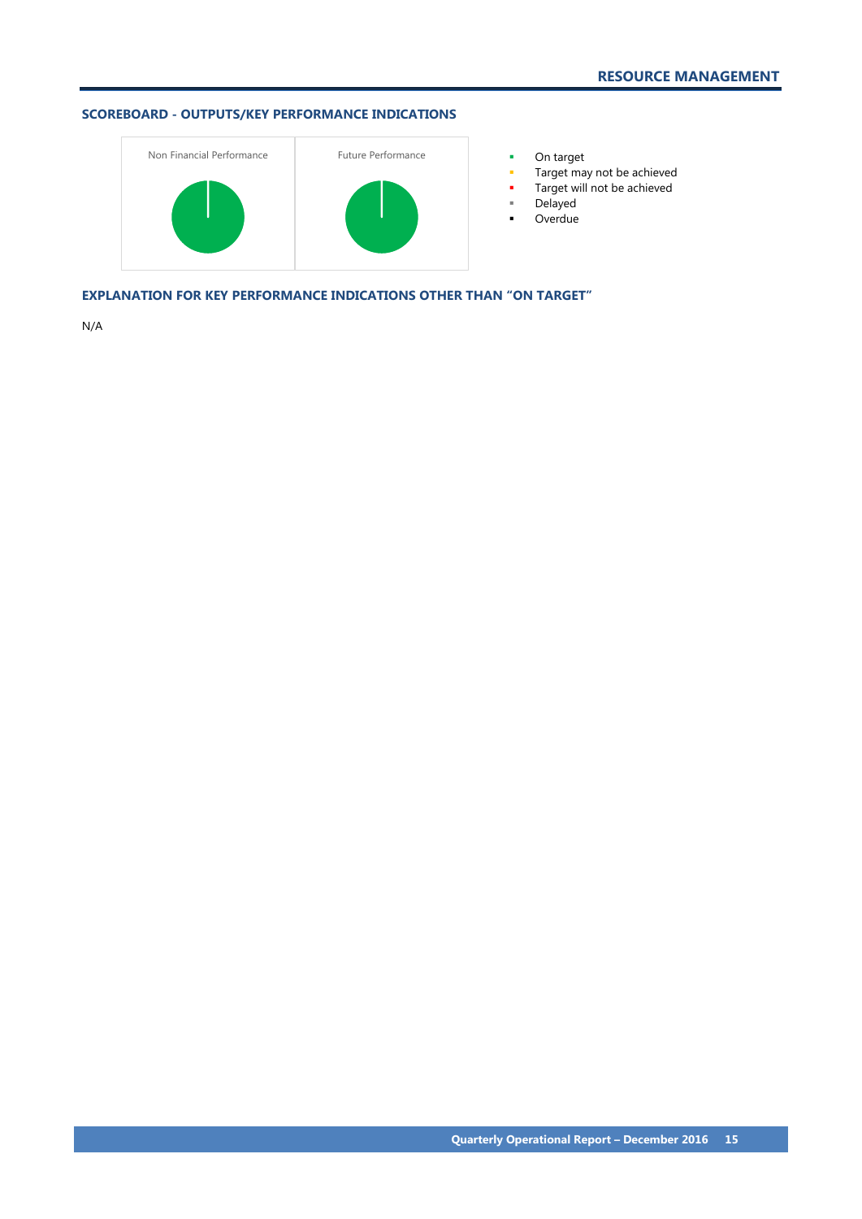# RESOURCE MANAGEMENT

## SCOREBOARD - OUTPUTS/KEY PERFORMANCE INDICATIONS

Non Financial Performance

Future Performance

- On target
- Target may not be achieved
- Target will not be achieved
- Delayed
- Overdue

## EXPLANATION FOR KEY PERFORMANCE INDICATIONS OTHER THAN "ON TARGET"

N/A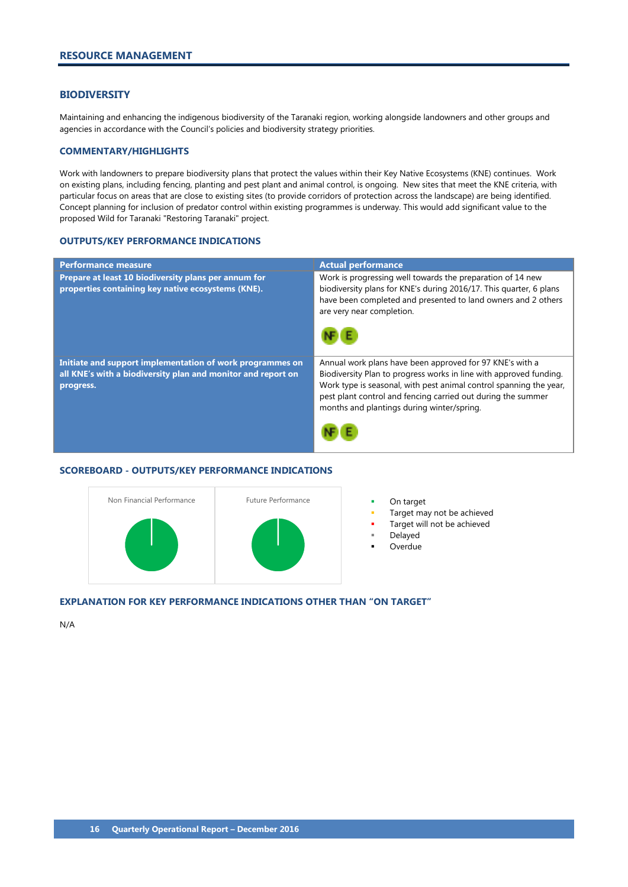## RESOURCE MANAGEMENT

### BIODIVERSITY

Maintaining and enhancing the indigenous biodiversity of the Taranaki region, working alongside landowners and other groups and agencies in accordance with the Council's policies and biodiversity strategy priorities.

### COMMENTARY/HIGHLIGHTS

Work with landowners to prepare biodiversity plans that protect the values within their Key Native Ecosystems (KNE) continues. Work on existing plans, including fencing, planting and pest plant and animal control, is ongoing. New sites that meet the KNE criteria, with particular focus on areas that are close to existing sites (to provide corridors of protection across the landscape) are being identified. Concept planning for inclusion of predator control within existing programmes is underway. This would add significant value to the proposed Wild for Taranaki "Restoring Taranaki" project.

### OUTPUTS/KEY PERFORMANCE INDICATIONS

| Performance measure | Actual performance |
|---|---|
| **Prepare at least 10 biodiversity plans per annum for properties containing key native ecosystems (KNE).** | Work is progressing well towards the preparation of 14 new biodiversity plans for KNE's during 2016/17. This quarter, 6 plans have been completed and presented to land owners and 2 others are very near completion. NF E |
| **Initiate and support implementation of work programmes on all KNE's with a biodiversity plan and monitor and report on progress.** | Annual work plans have been approved for 97 KNE's with a Biodiversity Plan to progress works in line with approved funding. Work type is seasonal, with pest animal control spanning the year, pest plant control and fencing carried out during the summer months and plantings during winter/spring. NF E |

### SCOREBOARD - OUTPUTS/KEY PERFORMANCE INDICATIONS

Non Financial Performance

Future Performance

- On target
- Target may not be achieved
- Target will not be achieved
- Delayed
- Overdue

### EXPLANATION FOR KEY PERFORMANCE INDICATIONS OTHER THAN "ON TARGET"

N/A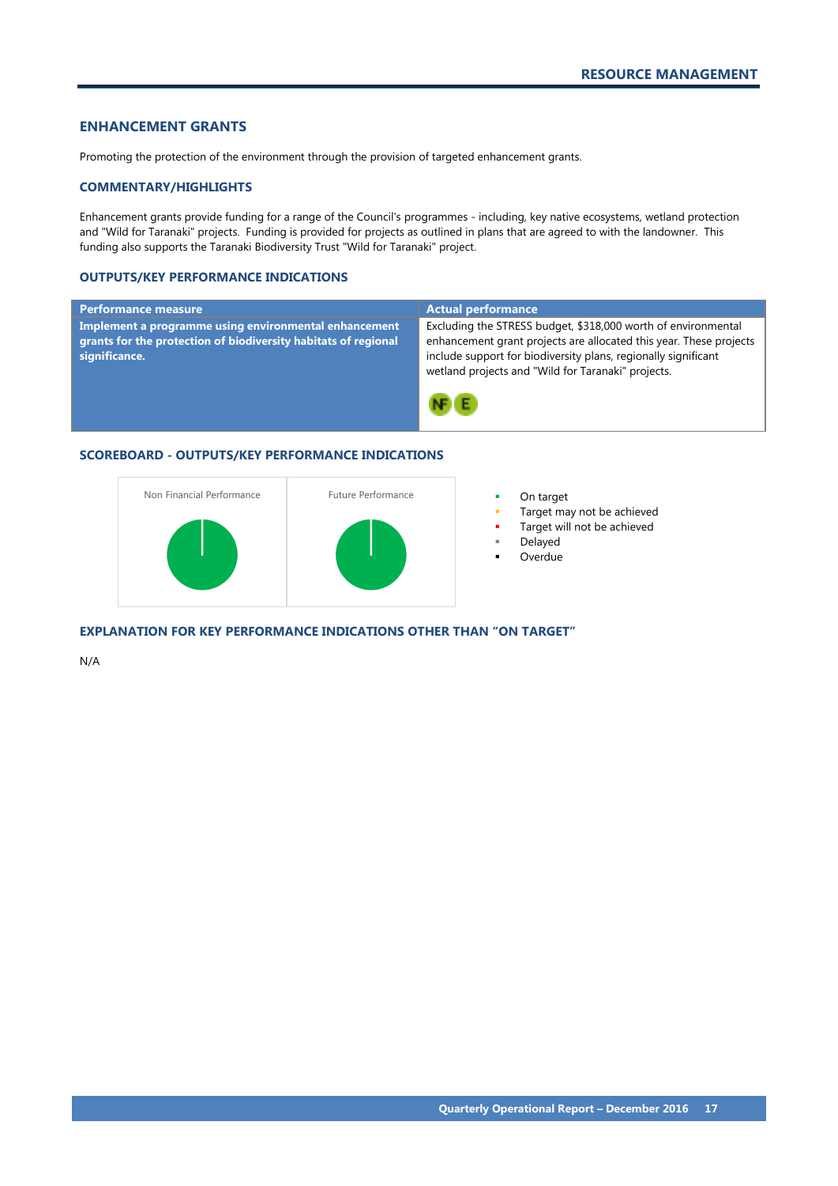## ENHANCEMENT GRANTS

Promoting the protection of the environment through the provision of targeted enhancement grants.

### COMMENTARY/HIGHLIGHTS

Enhancement grants provide funding for a range of the Council's programmes - including, key native ecosystems, wetland protection and "Wild for Taranaki" projects. Funding is provided for projects as outlined in plans that are agreed to with the landowner. This funding also supports the Taranaki Biodiversity Trust "Wild for Taranaki" project.

### OUTPUTS/KEY PERFORMANCE INDICATIONS

| Performance measure | Actual performance |
|---|---|
| **Implement a programme using environmental enhancement grants for the protection of biodiversity habitats of regional significance.** | Excluding the STRESS budget, $318,000 worth of environmental enhancement grant projects are allocated this year. These projects include support for biodiversity plans, regionally significant wetland projects and "Wild for Taranaki" projects. NF E |

### SCOREBOARD - OUTPUTS/KEY PERFORMANCE INDICATIONS

Non Financial Performance | Future Performance

- On target
- Target may not be achieved
- Target will not be achieved
- Delayed
- Overdue

### EXPLANATION FOR KEY PERFORMANCE INDICATIONS OTHER THAN "ON TARGET"

N/A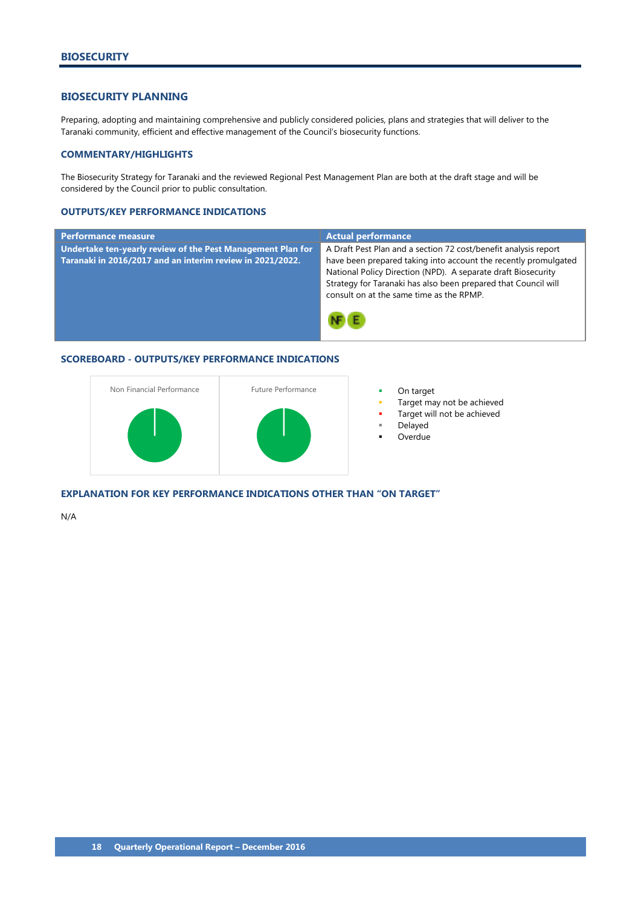## BIOSECURITY

### BIOSECURITY PLANNING

Preparing, adopting and maintaining comprehensive and publicly considered policies, plans and strategies that will deliver to the Taranaki community, efficient and effective management of the Council's biosecurity functions.

### COMMENTARY/HIGHLIGHTS

The Biosecurity Strategy for Taranaki and the reviewed Regional Pest Management Plan are both at the draft stage and will be considered by the Council prior to public consultation.

### OUTPUTS/KEY PERFORMANCE INDICATIONS

| Performance measure | Actual performance |
|---|---|
| **Undertake ten-yearly review of the Pest Management Plan for Taranaki in 2016/2017 and an interim review in 2021/2022.** | A Draft Pest Plan and a section 72 cost/benefit analysis report have been prepared taking into account the recently promulgated National Policy Direction (NPD). A separate draft Biosecurity Strategy for Taranaki has also been prepared that Council will consult on at the same time as the RPMP. NF E |

### SCOREBOARD - OUTPUTS/KEY PERFORMANCE INDICATIONS

Non Financial Performance

Future Performance

- On target
- Target may not be achieved
- Target will not be achieved
- Delayed
- Overdue

### EXPLANATION FOR KEY PERFORMANCE INDICATIONS OTHER THAN "ON TARGET"

N/A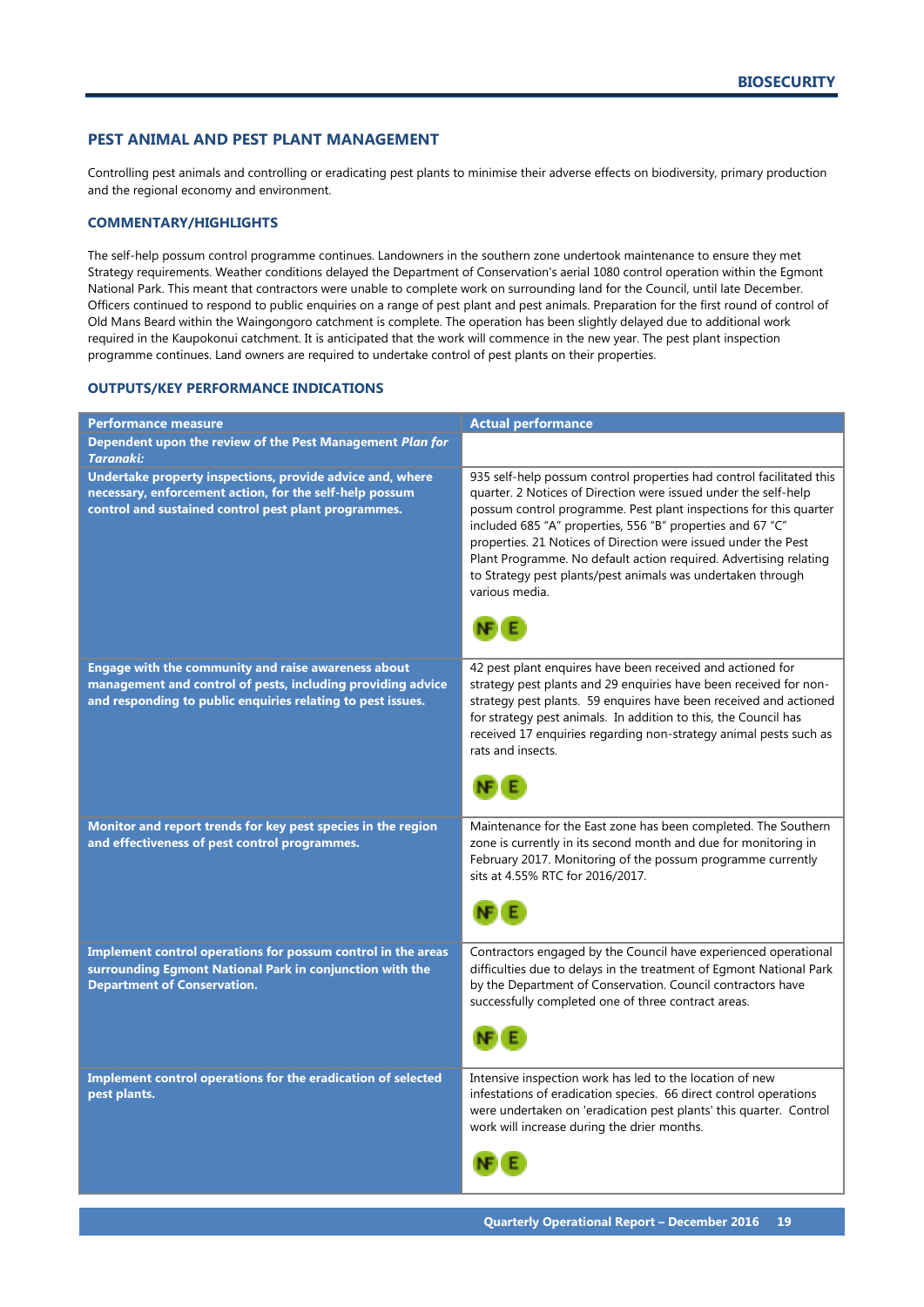## PEST ANIMAL AND PEST PLANT MANAGEMENT

Controlling pest animals and controlling or eradicating pest plants to minimise their adverse effects on biodiversity, primary production and the regional economy and environment.

### COMMENTARY/HIGHLIGHTS

The self-help possum control programme continues. Landowners in the southern zone undertook maintenance to ensure they met Strategy requirements. Weather conditions delayed the Department of Conservation's aerial 1080 control operation within the Egmont National Park. This meant that contractors were unable to complete work on surrounding land for the Council, until late December. Officers continued to respond to public enquiries on a range of pest plant and pest animals. Preparation for the first round of control of Old Mans Beard within the Waingongoro catchment is complete. The operation has been slightly delayed due to additional work required in the Kaupokonui catchment. It is anticipated that the work will commence in the new year. The pest plant inspection programme continues. Land owners are required to undertake control of pest plants on their properties.

### OUTPUTS/KEY PERFORMANCE INDICATIONS

| Performance measure | Actual performance |
|---|---|
| **Dependent upon the review of the Pest Management *Plan for Taranaki:*** | |
| **Undertake property inspections, provide advice and, where necessary, enforcement action, for the self-help possum control and sustained control pest plant programmes.** | 935 self-help possum control properties had control facilitated this quarter. 2 Notices of Direction were issued under the self-help possum control programme. Pest plant inspections for this quarter included 685 "A" properties, 556 "B" properties and 67 "C" properties. 21 Notices of Direction were issued under the Pest Plant Programme. No default action required. Advertising relating to Strategy pest plants/pest animals was undertaken through various media. NF E |
| **Engage with the community and raise awareness about management and control of pests, including providing advice and responding to public enquiries relating to pest issues.** | 42 pest plant enquires have been received and actioned for strategy pest plants and 29 enquiries have been received for non-strategy pest plants. 59 enquires have been received and actioned for strategy pest animals. In addition to this, the Council has received 17 enquiries regarding non-strategy animal pests such as rats and insects. NF E |
| **Monitor and report trends for key pest species in the region and effectiveness of pest control programmes.** | Maintenance for the East zone has been completed. The Southern zone is currently in its second month and due for monitoring in February 2017. Monitoring of the possum programme currently sits at 4.55% RTC for 2016/2017. NF E |
| **Implement control operations for possum control in the areas surrounding Egmont National Park in conjunction with the Department of Conservation.** | Contractors engaged by the Council have experienced operational difficulties due to delays in the treatment of Egmont National Park by the Department of Conservation. Council contractors have successfully completed one of three contract areas. NF E |
| **Implement control operations for the eradication of selected pest plants.** | Intensive inspection work has led to the location of new infestations of eradication species. 66 direct control operations were undertaken on 'eradication pest plants' this quarter. Control work will increase during the drier months. NF E |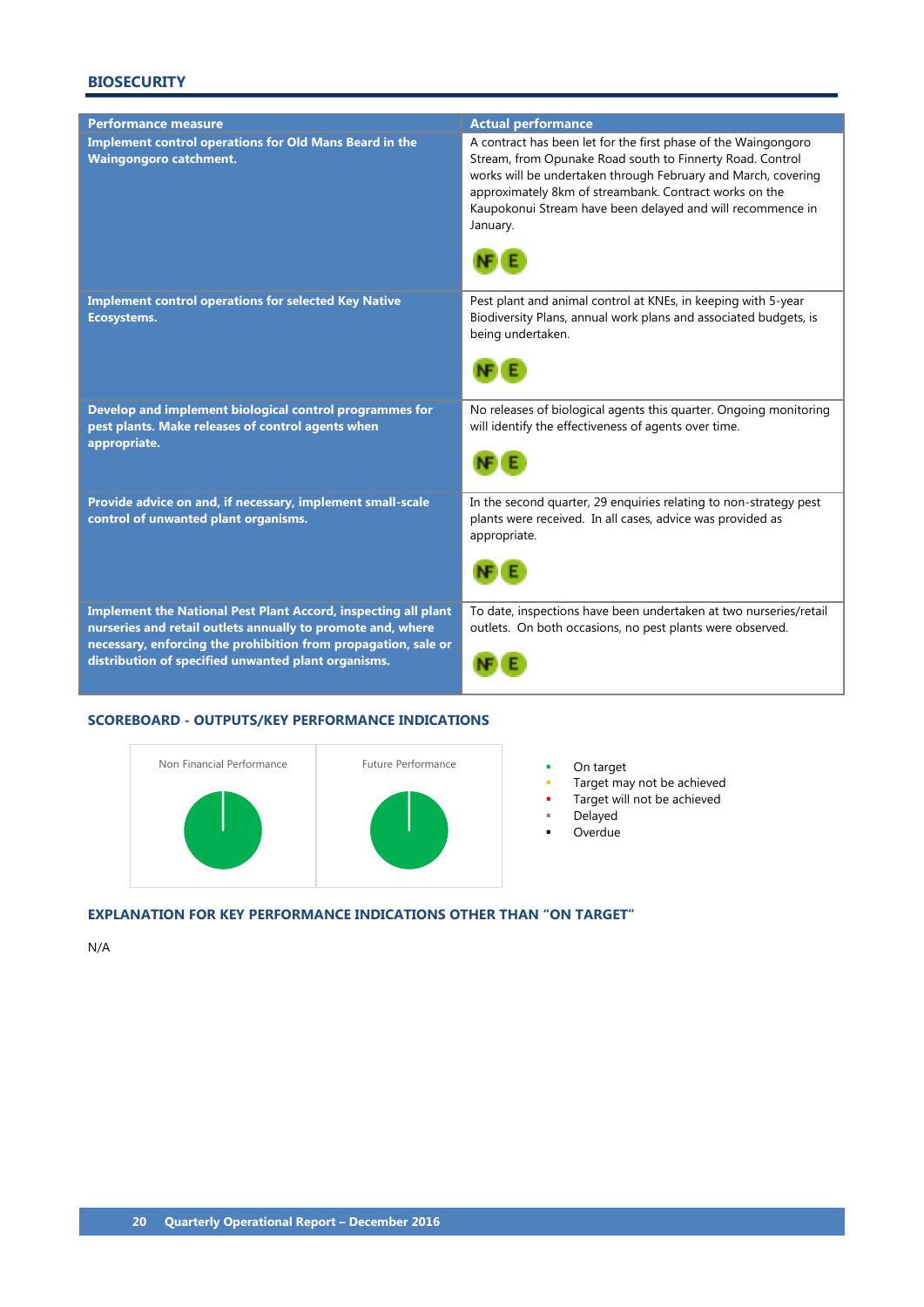## BIOSECURITY

| Performance measure | Actual performance |
|---|---|
| **Implement control operations for Old Mans Beard in the Waingongoro catchment.** | A contract has been let for the first phase of the Waingongoro Stream, from Opunake Road south to Finnerty Road. Control works will be undertaken through February and March, covering approximately 8km of streambank. Contract works on the Kaupokonui Stream have been delayed and will recommence in January. NF E |
| **Implement control operations for selected Key Native Ecosystems.** | Pest plant and animal control at KNEs, in keeping with 5-year Biodiversity Plans, annual work plans and associated budgets, is being undertaken. NF E |
| **Develop and implement biological control programmes for pest plants. Make releases of control agents when appropriate.** | No releases of biological agents this quarter. Ongoing monitoring will identify the effectiveness of agents over time. NF E |
| **Provide advice on and, if necessary, implement small-scale control of unwanted plant organisms.** | In the second quarter, 29 enquiries relating to non-strategy pest plants were received. In all cases, advice was provided as appropriate. NF E |
| **Implement the National Pest Plant Accord, inspecting all plant nurseries and retail outlets annually to promote and, where necessary, enforcing the prohibition from propagation, sale or distribution of specified unwanted plant organisms.** | To date, inspections have been undertaken at two nurseries/retail outlets. On both occasions, no pest plants were observed. NF E |

### SCOREBOARD - OUTPUTS/KEY PERFORMANCE INDICATIONS

Non Financial Performance

Future Performance

- On target
- Target may not be achieved
- Target will not be achieved
- Delayed
- Overdue

### EXPLANATION FOR KEY PERFORMANCE INDICATIONS OTHER THAN "ON TARGET"

N/A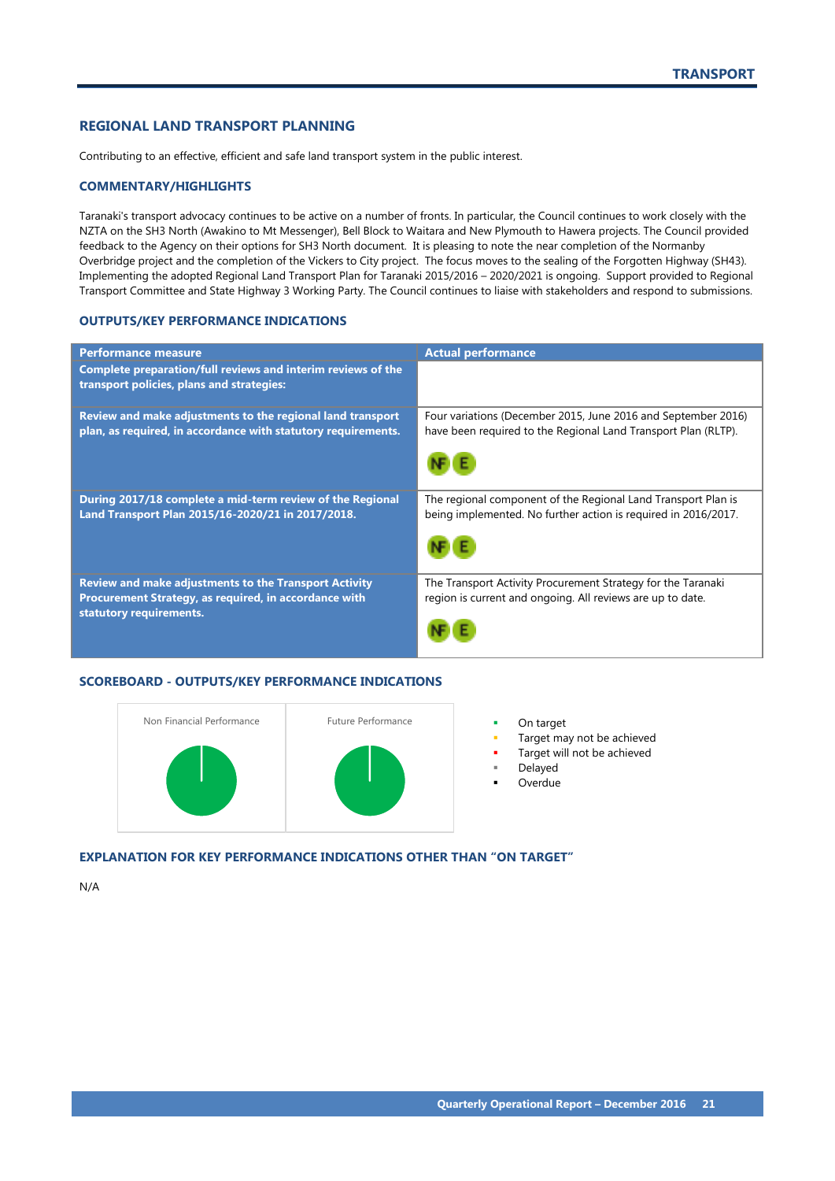## REGIONAL LAND TRANSPORT PLANNING

Contributing to an effective, efficient and safe land transport system in the public interest.

### COMMENTARY/HIGHLIGHTS

Taranaki's transport advocacy continues to be active on a number of fronts. In particular, the Council continues to work closely with the NZTA on the SH3 North (Awakino to Mt Messenger), Bell Block to Waitara and New Plymouth to Hawera projects. The Council provided feedback to the Agency on their options for SH3 North document. It is pleasing to note the near completion of the Normanby Overbridge project and the completion of the Vickers to City project. The focus moves to the sealing of the Forgotten Highway (SH43). Implementing the adopted Regional Land Transport Plan for Taranaki 2015/2016 – 2020/2021 is ongoing. Support provided to Regional Transport Committee and State Highway 3 Working Party. The Council continues to liaise with stakeholders and respond to submissions.

### OUTPUTS/KEY PERFORMANCE INDICATIONS

| Performance measure | Actual performance |
|---|---|
| **Complete preparation/full reviews and interim reviews of the transport policies, plans and strategies:** | |
| **Review and make adjustments to the regional land transport plan, as required, in accordance with statutory requirements.** | Four variations (December 2015, June 2016 and September 2016) have been required to the Regional Land Transport Plan (RLTP). NF E |
| **During 2017/18 complete a mid-term review of the Regional Land Transport Plan 2015/16-2020/21 in 2017/2018.** | The regional component of the Regional Land Transport Plan is being implemented. No further action is required in 2016/2017. NF E |
| **Review and make adjustments to the Transport Activity Procurement Strategy, as required, in accordance with statutory requirements.** | The Transport Activity Procurement Strategy for the Taranaki region is current and ongoing. All reviews are up to date. NF E |

### SCOREBOARD - OUTPUTS/KEY PERFORMANCE INDICATIONS

Non Financial Performance

Future Performance

- On target
- Target may not be achieved
- Target will not be achieved
- Delayed
- Overdue

### EXPLANATION FOR KEY PERFORMANCE INDICATIONS OTHER THAN "ON TARGET"

N/A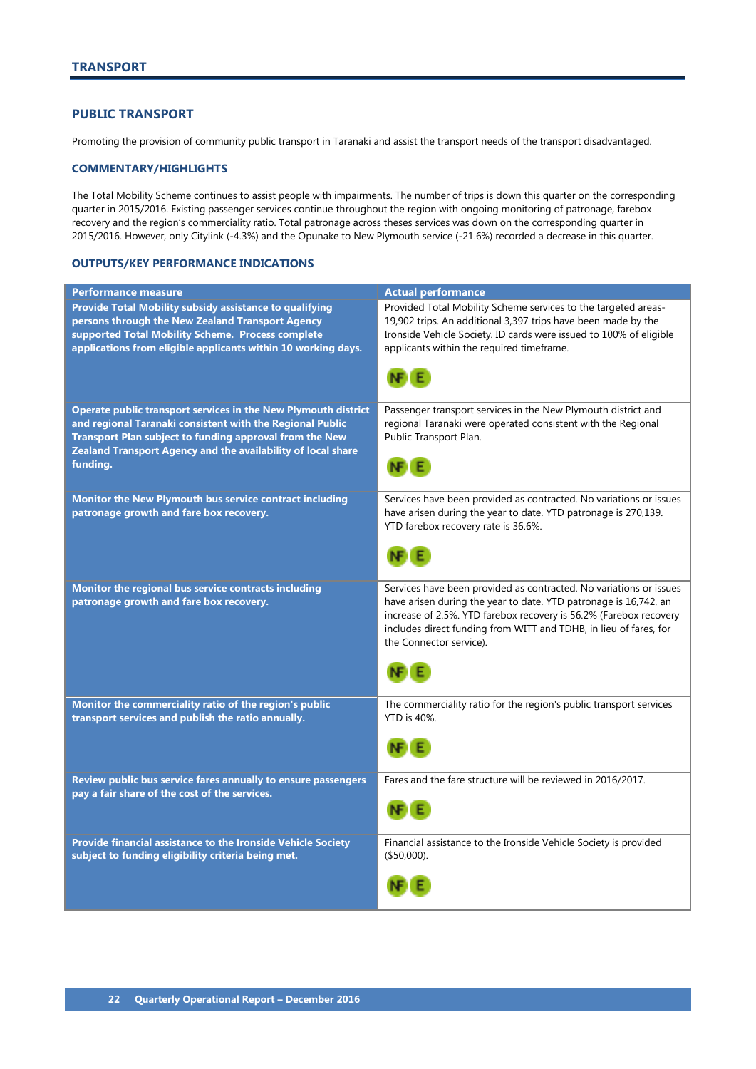# TRANSPORT

## PUBLIC TRANSPORT

Promoting the provision of community public transport in Taranaki and assist the transport needs of the transport disadvantaged.

### COMMENTARY/HIGHLIGHTS

The Total Mobility Scheme continues to assist people with impairments. The number of trips is down this quarter on the corresponding quarter in 2015/2016. Existing passenger services continue throughout the region with ongoing monitoring of patronage, farebox recovery and the region's commerciality ratio. Total patronage across theses services was down on the corresponding quarter in 2015/2016. However, only Citylink (-4.3%) and the Opunake to New Plymouth service (-21.6%) recorded a decrease in this quarter.

### OUTPUTS/KEY PERFORMANCE INDICATIONS

| Performance measure | Actual performance |
|---|---|
| **Provide Total Mobility subsidy assistance to qualifying persons through the New Zealand Transport Agency supported Total Mobility Scheme. Process complete applications from eligible applicants within 10 working days.** | Provided Total Mobility Scheme services to the targeted areas-19,902 trips. An additional 3,397 trips have been made by the Ironside Vehicle Society. ID cards were issued to 100% of eligible applicants within the required timeframe. NF E |
| **Operate public transport services in the New Plymouth district and regional Taranaki consistent with the Regional Public Transport Plan subject to funding approval from the New Zealand Transport Agency and the availability of local share funding.** | Passenger transport services in the New Plymouth district and regional Taranaki were operated consistent with the Regional Public Transport Plan. NF E |
| **Monitor the New Plymouth bus service contract including patronage growth and fare box recovery.** | Services have been provided as contracted. No variations or issues have arisen during the year to date. YTD patronage is 270,139. YTD farebox recovery rate is 36.6%. NF E |
| **Monitor the regional bus service contracts including patronage growth and fare box recovery.** | Services have been provided as contracted. No variations or issues have arisen during the year to date. YTD patronage is 16,742, an increase of 2.5%. YTD farebox recovery is 56.2% (Farebox recovery includes direct funding from WITT and TDHB, in lieu of fares, for the Connector service). NF E |
| **Monitor the commerciality ratio of the region's public transport services and publish the ratio annually.** | The commerciality ratio for the region's public transport services YTD is 40%. NF E |
| **Review public bus service fares annually to ensure passengers pay a fair share of the cost of the services.** | Fares and the fare structure will be reviewed in 2016/2017. NF E |
| **Provide financial assistance to the Ironside Vehicle Society subject to funding eligibility criteria being met.** | Financial assistance to the Ironside Vehicle Society is provided ($50,000). NF E |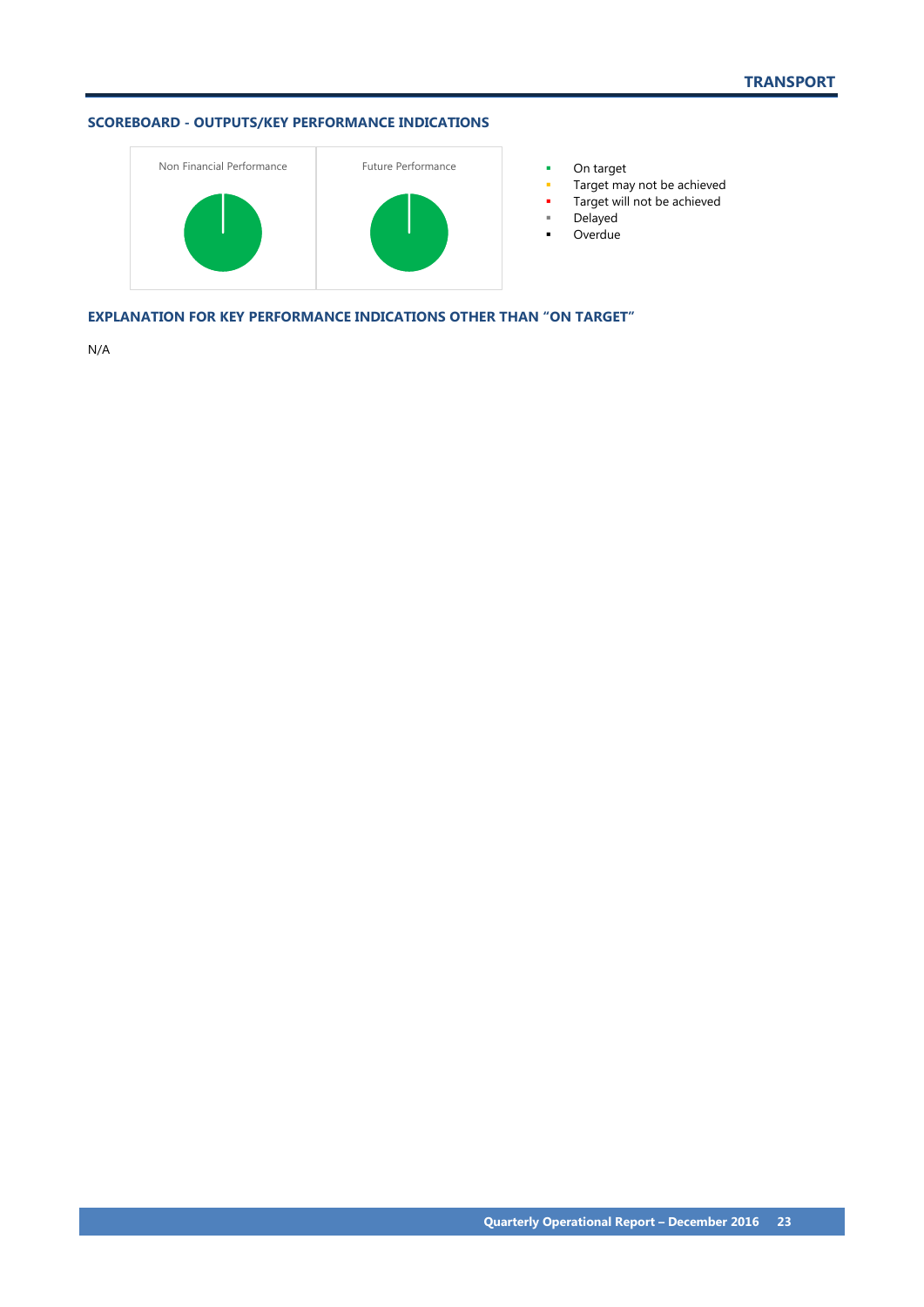## SCOREBOARD - OUTPUTS/KEY PERFORMANCE INDICATIONS

Non Financial Performance

Future Performance

- On target
- Target may not be achieved
- Target will not be achieved
- Delayed
- Overdue

## EXPLANATION FOR KEY PERFORMANCE INDICATIONS OTHER THAN "ON TARGET"

N/A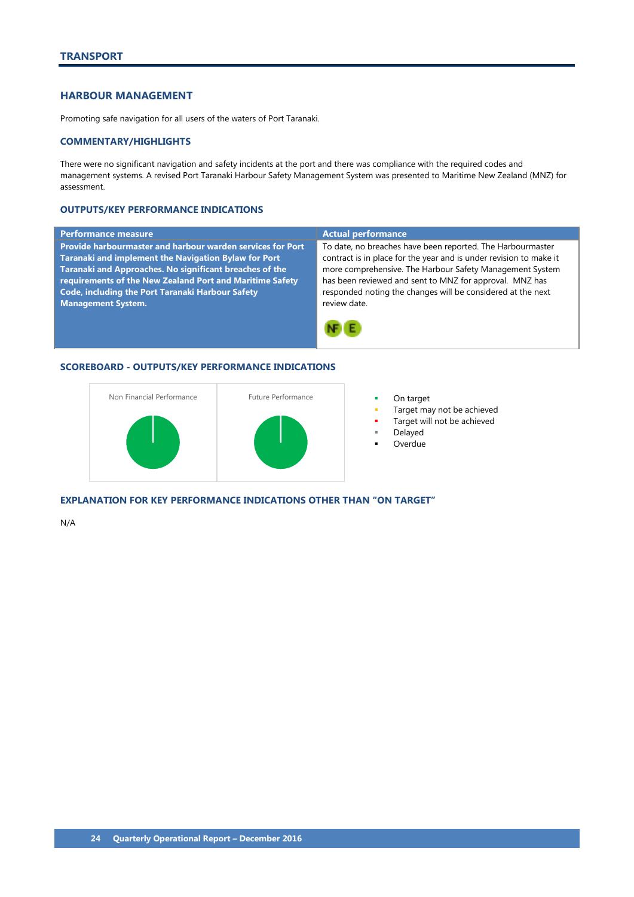# TRANSPORT

## HARBOUR MANAGEMENT

Promoting safe navigation for all users of the waters of Port Taranaki.

### COMMENTARY/HIGHLIGHTS

There were no significant navigation and safety incidents at the port and there was compliance with the required codes and management systems. A revised Port Taranaki Harbour Safety Management System was presented to Maritime New Zealand (MNZ) for assessment.

### OUTPUTS/KEY PERFORMANCE INDICATIONS

| Performance measure | Actual performance |
|---|---|
| **Provide harbourmaster and harbour warden services for Port Taranaki and implement the Navigation Bylaw for Port Taranaki and Approaches. No significant breaches of the requirements of the New Zealand Port and Maritime Safety Code, including the Port Taranaki Harbour Safety Management System.** | To date, no breaches have been reported. The Harbourmaster contract is in place for the year and is under revision to make it more comprehensive. The Harbour Safety Management System has been reviewed and sent to MNZ for approval. MNZ has responded noting the changes will be considered at the next review date. NF E |

### SCOREBOARD - OUTPUTS/KEY PERFORMANCE INDICATIONS

Non Financial Performance

Future Performance

- On target
- Target may not be achieved
- Target will not be achieved
- Delayed
- Overdue

### EXPLANATION FOR KEY PERFORMANCE INDICATIONS OTHER THAN "ON TARGET"

N/A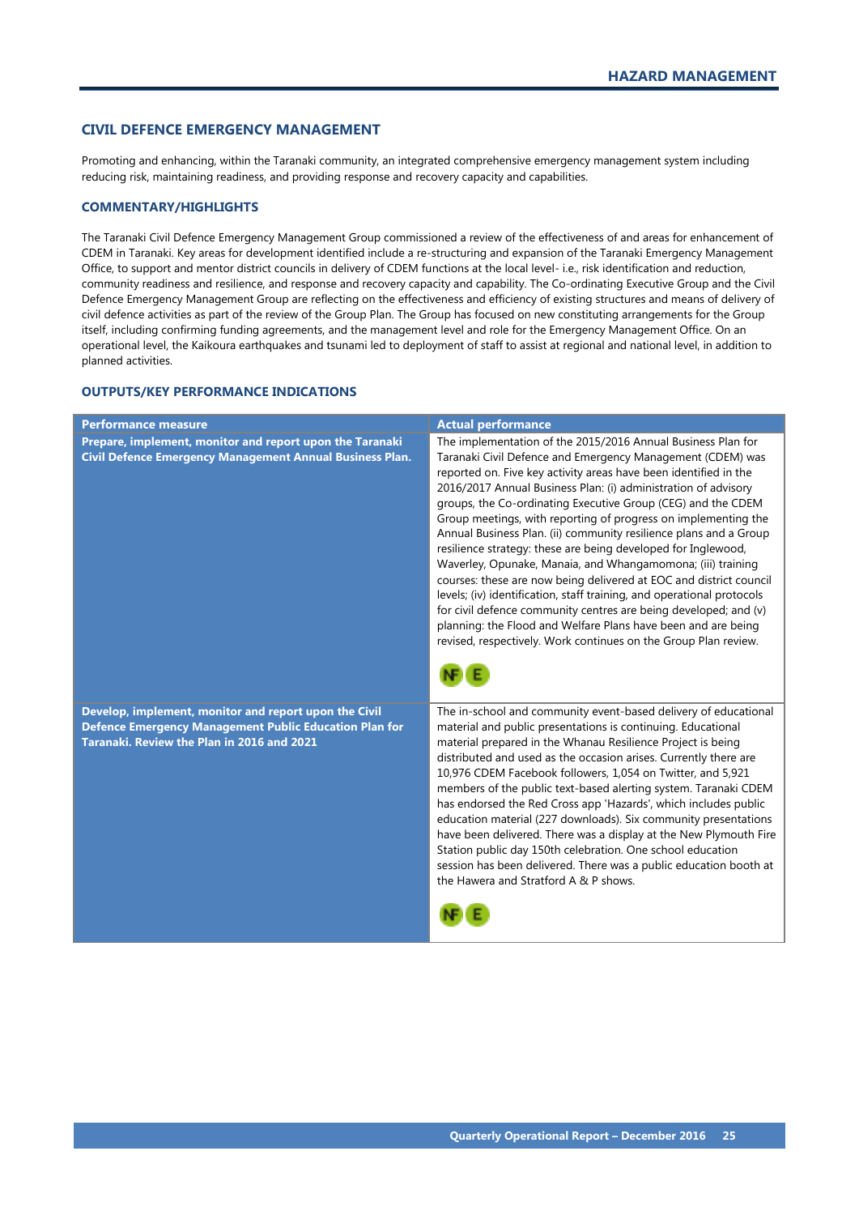## CIVIL DEFENCE EMERGENCY MANAGEMENT

Promoting and enhancing, within the Taranaki community, an integrated comprehensive emergency management system including reducing risk, maintaining readiness, and providing response and recovery capacity and capabilities.

### COMMENTARY/HIGHLIGHTS

The Taranaki Civil Defence Emergency Management Group commissioned a review of the effectiveness of and areas for enhancement of CDEM in Taranaki. Key areas for development identified include a re-structuring and expansion of the Taranaki Emergency Management Office, to support and mentor district councils in delivery of CDEM functions at the local level- i.e., risk identification and reduction, community readiness and resilience, and response and recovery capacity and capability. The Co-ordinating Executive Group and the Civil Defence Emergency Management Group are reflecting on the effectiveness and efficiency of existing structures and means of delivery of civil defence activities as part of the review of the Group Plan. The Group has focused on new constituting arrangements for the Group itself, including confirming funding agreements, and the management level and role for the Emergency Management Office. On an operational level, the Kaikoura earthquakes and tsunami led to deployment of staff to assist at regional and national level, in addition to planned activities.

### OUTPUTS/KEY PERFORMANCE INDICATIONS

| Performance measure | Actual performance |
|---|---|
| **Prepare, implement, monitor and report upon the Taranaki Civil Defence Emergency Management Annual Business Plan.** | The implementation of the 2015/2016 Annual Business Plan for Taranaki Civil Defence and Emergency Management (CDEM) was reported on. Five key activity areas have been identified in the 2016/2017 Annual Business Plan: (i) administration of advisory groups, the Co-ordinating Executive Group (CEG) and the CDEM Group meetings, with reporting of progress on implementing the Annual Business Plan. (ii) community resilience plans and a Group resilience strategy: these are being developed for Inglewood, Waverley, Opunake, Manaia, and Whangamomona; (iii) training courses: these are now being delivered at EOC and district council levels; (iv) identification, staff training, and operational protocols for civil defence community centres are being developed; and (v) planning: the Flood and Welfare Plans have been and are being revised, respectively. Work continues on the Group Plan review. NF E |
| **Develop, implement, monitor and report upon the Civil Defence Emergency Management Public Education Plan for Taranaki. Review the Plan in 2016 and 2021** | The in-school and community event-based delivery of educational material and public presentations is continuing. Educational material prepared in the Whanau Resilience Project is being distributed and used as the occasion arises. Currently there are 10,976 CDEM Facebook followers, 1,054 on Twitter, and 5,921 members of the public text-based alerting system. Taranaki CDEM has endorsed the Red Cross app 'Hazards', which includes public education material (227 downloads). Six community presentations have been delivered. There was a display at the New Plymouth Fire Station public day 150th celebration. One school education session has been delivered. There was a public education booth at the Hawera and Stratford A & P shows. NF E |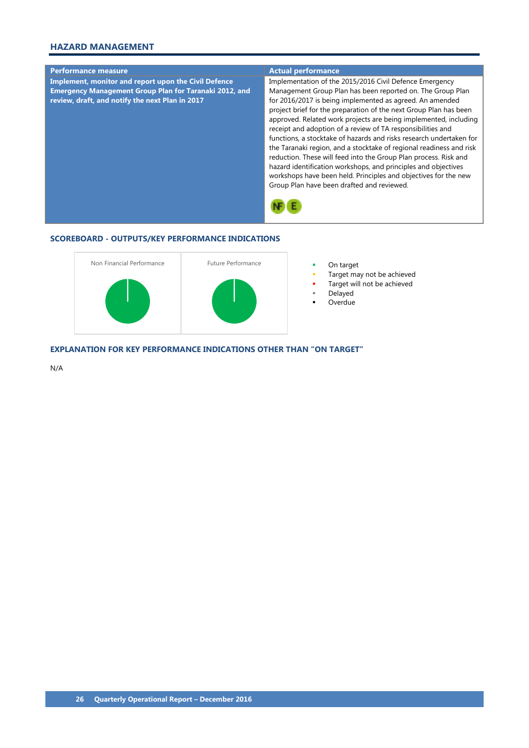## HAZARD MANAGEMENT

| Performance measure | Actual performance |
|---|---|
| **Implement, monitor and report upon the Civil Defence Emergency Management Group Plan for Taranaki 2012, and review, draft, and notify the next Plan in 2017** | Implementation of the 2015/2016 Civil Defence Emergency Management Group Plan has been reported on. The Group Plan for 2016/2017 is being implemented as agreed. An amended project brief for the preparation of the next Group Plan has been approved. Related work projects are being implemented, including receipt and adoption of a review of TA responsibilities and functions, a stocktake of hazards and risks research undertaken for the Taranaki region, and a stocktake of regional readiness and risk reduction. These will feed into the Group Plan process. Risk and hazard identification workshops, and principles and objectives workshops have been held. Principles and objectives for the new Group Plan have been drafted and reviewed. NF E |

### SCOREBOARD - OUTPUTS/KEY PERFORMANCE INDICATIONS

Non Financial Performance

Future Performance

- On target
- Target may not be achieved
- Target will not be achieved
- Delayed
- Overdue

### EXPLANATION FOR KEY PERFORMANCE INDICATIONS OTHER THAN "ON TARGET"

N/A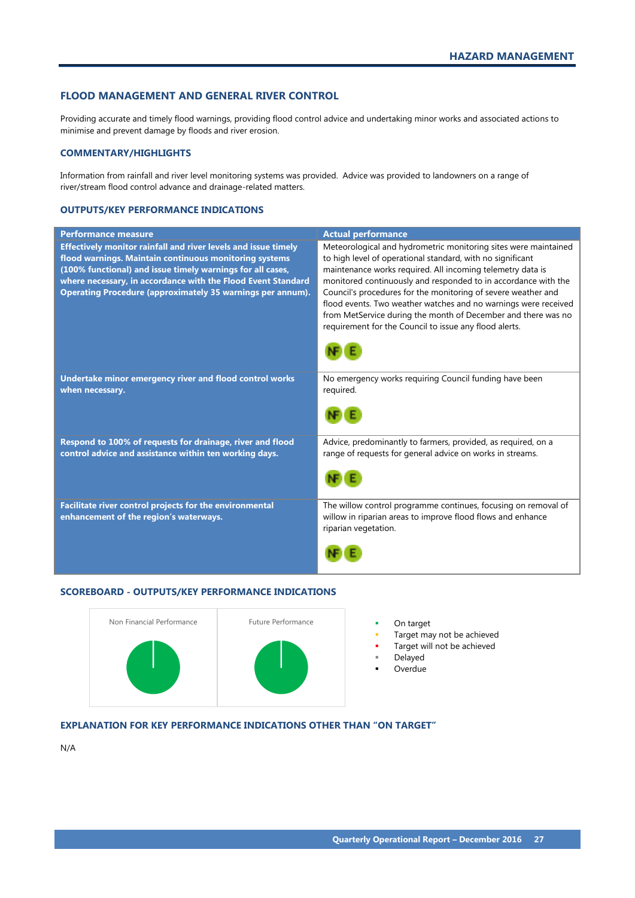## FLOOD MANAGEMENT AND GENERAL RIVER CONTROL

Providing accurate and timely flood warnings, providing flood control advice and undertaking minor works and associated actions to minimise and prevent damage by floods and river erosion.

### COMMENTARY/HIGHLIGHTS

Information from rainfall and river level monitoring systems was provided. Advice was provided to landowners on a range of river/stream flood control advance and drainage-related matters.

### OUTPUTS/KEY PERFORMANCE INDICATIONS

| Performance measure | Actual performance |
|---|---|
| **Effectively monitor rainfall and river levels and issue timely flood warnings. Maintain continuous monitoring systems (100% functional) and issue timely warnings for all cases, where necessary, in accordance with the Flood Event Standard Operating Procedure (approximately 35 warnings per annum).** | Meteorological and hydrometric monitoring sites were maintained to high level of operational standard, with no significant maintenance works required. All incoming telemetry data is monitored continuously and responded to in accordance with the Council's procedures for the monitoring of severe weather and flood events. Two weather watches and no warnings were received from MetService during the month of December and there was no requirement for the Council to issue any flood alerts. NF E |
| **Undertake minor emergency river and flood control works when necessary.** | No emergency works requiring Council funding have been required. NF E |
| **Respond to 100% of requests for drainage, river and flood control advice and assistance within ten working days.** | Advice, predominantly to farmers, provided, as required, on a range of requests for general advice on works in streams. NF E |
| **Facilitate river control projects for the environmental enhancement of the region's waterways.** | The willow control programme continues, focusing on removal of willow in riparian areas to improve flood flows and enhance riparian vegetation. NF E |

### SCOREBOARD - OUTPUTS/KEY PERFORMANCE INDICATIONS

Non Financial Performance

Future Performance

- On target
- Target may not be achieved
- Target will not be achieved
- Delayed
- Overdue

### EXPLANATION FOR KEY PERFORMANCE INDICATIONS OTHER THAN "ON TARGET"

N/A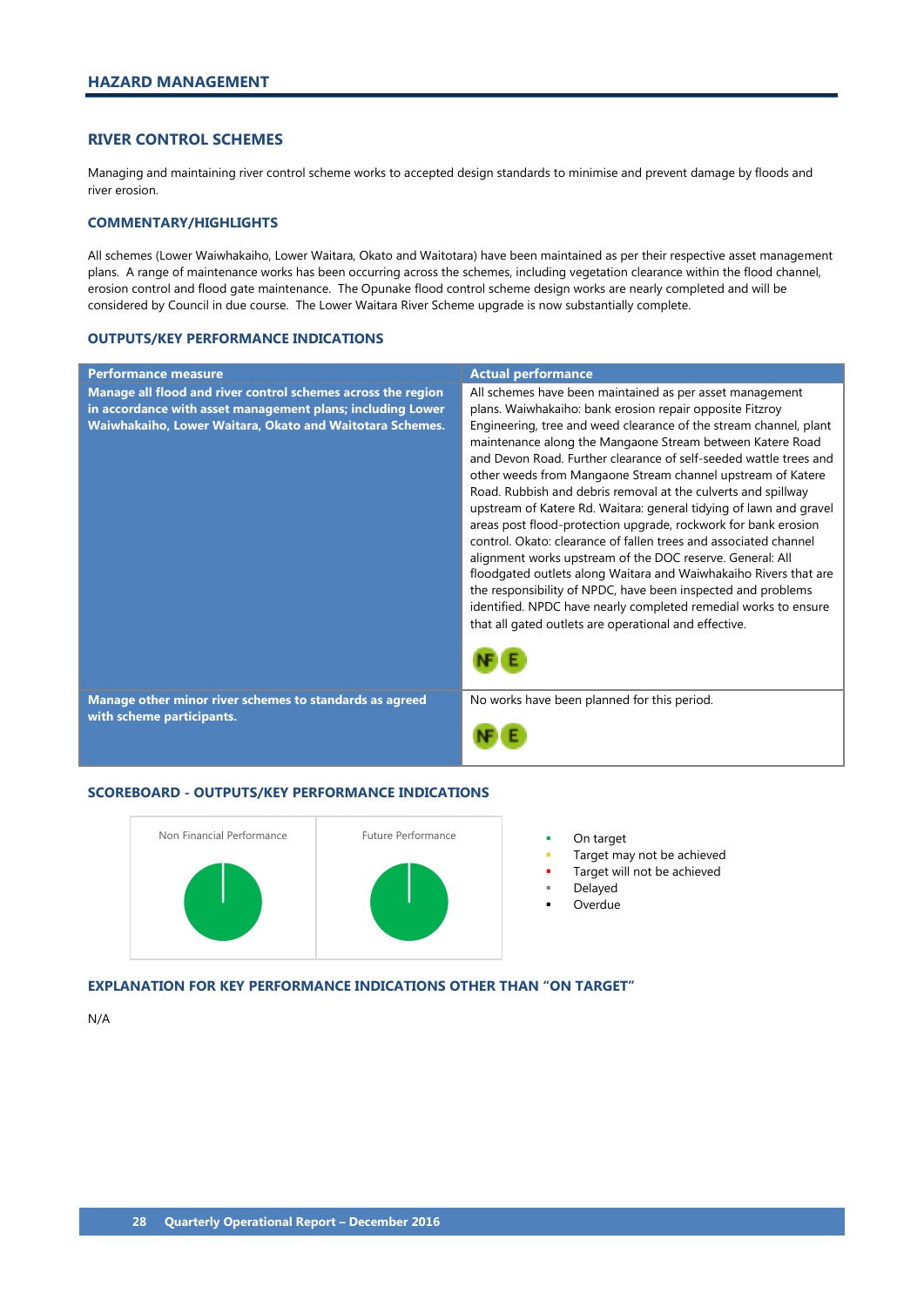## HAZARD MANAGEMENT

### RIVER CONTROL SCHEMES

Managing and maintaining river control scheme works to accepted design standards to minimise and prevent damage by floods and river erosion.

### COMMENTARY/HIGHLIGHTS

All schemes (Lower Waiwhakaiho, Lower Waitara, Okato and Waitotara) have been maintained as per their respective asset management plans. A range of maintenance works has been occurring across the schemes, including vegetation clearance within the flood channel, erosion control and flood gate maintenance. The Opunake flood control scheme design works are nearly completed and will be considered by Council in due course. The Lower Waitara River Scheme upgrade is now substantially complete.

### OUTPUTS/KEY PERFORMANCE INDICATIONS

| Performance measure | Actual performance |
|---|---|
| **Manage all flood and river control schemes across the region in accordance with asset management plans; including Lower Waiwhakaiho, Lower Waitara, Okato and Waitotara Schemes.** | All schemes have been maintained as per asset management plans. Waiwhakaiho: bank erosion repair opposite Fitzroy Engineering, tree and weed clearance of the stream channel, plant maintenance along the Mangaone Stream between Katere Road and Devon Road. Further clearance of self-seeded wattle trees and other weeds from Mangaone Stream channel upstream of Katere Road. Rubbish and debris removal at the culverts and spillway upstream of Katere Rd. Waitara: general tidying of lawn and gravel areas post flood-protection upgrade, rockwork for bank erosion control. Okato: clearance of fallen trees and associated channel alignment works upstream of the DOC reserve. General: All floodgated outlets along Waitara and Waiwhakaiho Rivers that are the responsibility of NPDC, have been inspected and problems identified. NPDC have nearly completed remedial works to ensure that all gated outlets are operational and effective. NF E |
| **Manage other minor river schemes to standards as agreed with scheme participants.** | No works have been planned for this period. NF E |

### SCOREBOARD - OUTPUTS/KEY PERFORMANCE INDICATIONS

Non Financial Performance

Future Performance

- On target
- Target may not be achieved
- Target will not be achieved
- Delayed
- Overdue

### EXPLANATION FOR KEY PERFORMANCE INDICATIONS OTHER THAN "ON TARGET"

N/A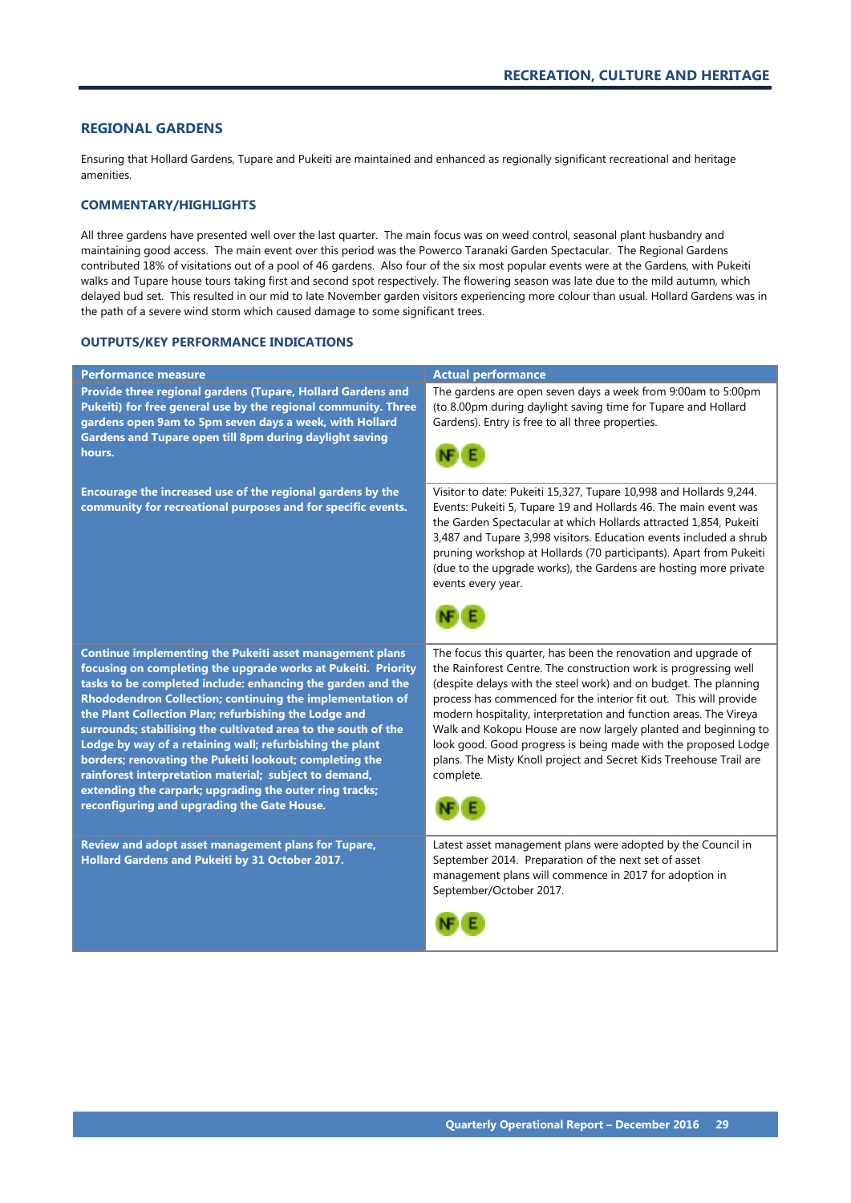## REGIONAL GARDENS

Ensuring that Hollard Gardens, Tupare and Pukeiti are maintained and enhanced as regionally significant recreational and heritage amenities.

### COMMENTARY/HIGHLIGHTS

All three gardens have presented well over the last quarter. The main focus was on weed control, seasonal plant husbandry and maintaining good access. The main event over this period was the Powerco Taranaki Garden Spectacular. The Regional Gardens contributed 18% of visitations out of a pool of 46 gardens. Also four of the six most popular events were at the Gardens, with Pukeiti walks and Tupare house tours taking first and second spot respectively. The flowering season was late due to the mild autumn, which delayed bud set. This resulted in our mid to late November garden visitors experiencing more colour than usual. Hollard Gardens was in the path of a severe wind storm which caused damage to some significant trees.

### OUTPUTS/KEY PERFORMANCE INDICATIONS

| Performance measure | Actual performance |
|---|---|
| **Provide three regional gardens (Tupare, Hollard Gardens and Pukeiti) for free general use by the regional community. Three gardens open 9am to 5pm seven days a week, with Hollard Gardens and Tupare open till 8pm during daylight saving hours.** | The gardens are open seven days a week from 9:00am to 5:00pm (to 8.00pm during daylight saving time for Tupare and Hollard Gardens). Entry is free to all three properties. NF E |
| **Encourage the increased use of the regional gardens by the community for recreational purposes and for specific events.** | Visitor to date: Pukeiti 15,327, Tupare 10,998 and Hollards 9,244. Events: Pukeiti 5, Tupare 19 and Hollards 46. The main event was the Garden Spectacular at which Hollards attracted 1,854, Pukeiti 3,487 and Tupare 3,998 visitors. Education events included a shrub pruning workshop at Hollards (70 participants). Apart from Pukeiti (due to the upgrade works), the Gardens are hosting more private events every year. NF E |
| **Continue implementing the Pukeiti asset management plans focusing on completing the upgrade works at Pukeiti. Priority tasks to be completed include: enhancing the garden and the Rhododendron Collection; continuing the implementation of the Plant Collection Plan; refurbishing the Lodge and surrounds; stabilising the cultivated area to the south of the Lodge by way of a retaining wall; refurbishing the plant borders; renovating the Pukeiti lookout; completing the rainforest interpretation material; subject to demand, extending the carpark; upgrading the outer ring tracks; reconfiguring and upgrading the Gate House.** | The focus this quarter, has been the renovation and upgrade of the Rainforest Centre. The construction work is progressing well (despite delays with the steel work) and on budget. The planning process has commenced for the interior fit out. This will provide modern hospitality, interpretation and function areas. The Vireya Walk and Kokopu House are now largely planted and beginning to look good. Good progress is being made with the proposed Lodge plans. The Misty Knoll project and Secret Kids Treehouse Trail are complete. NF E |
| **Review and adopt asset management plans for Tupare, Hollard Gardens and Pukeiti by 31 October 2017.** | Latest asset management plans were adopted by the Council in September 2014. Preparation of the next set of asset management plans will commence in 2017 for adoption in September/October 2017. NF E |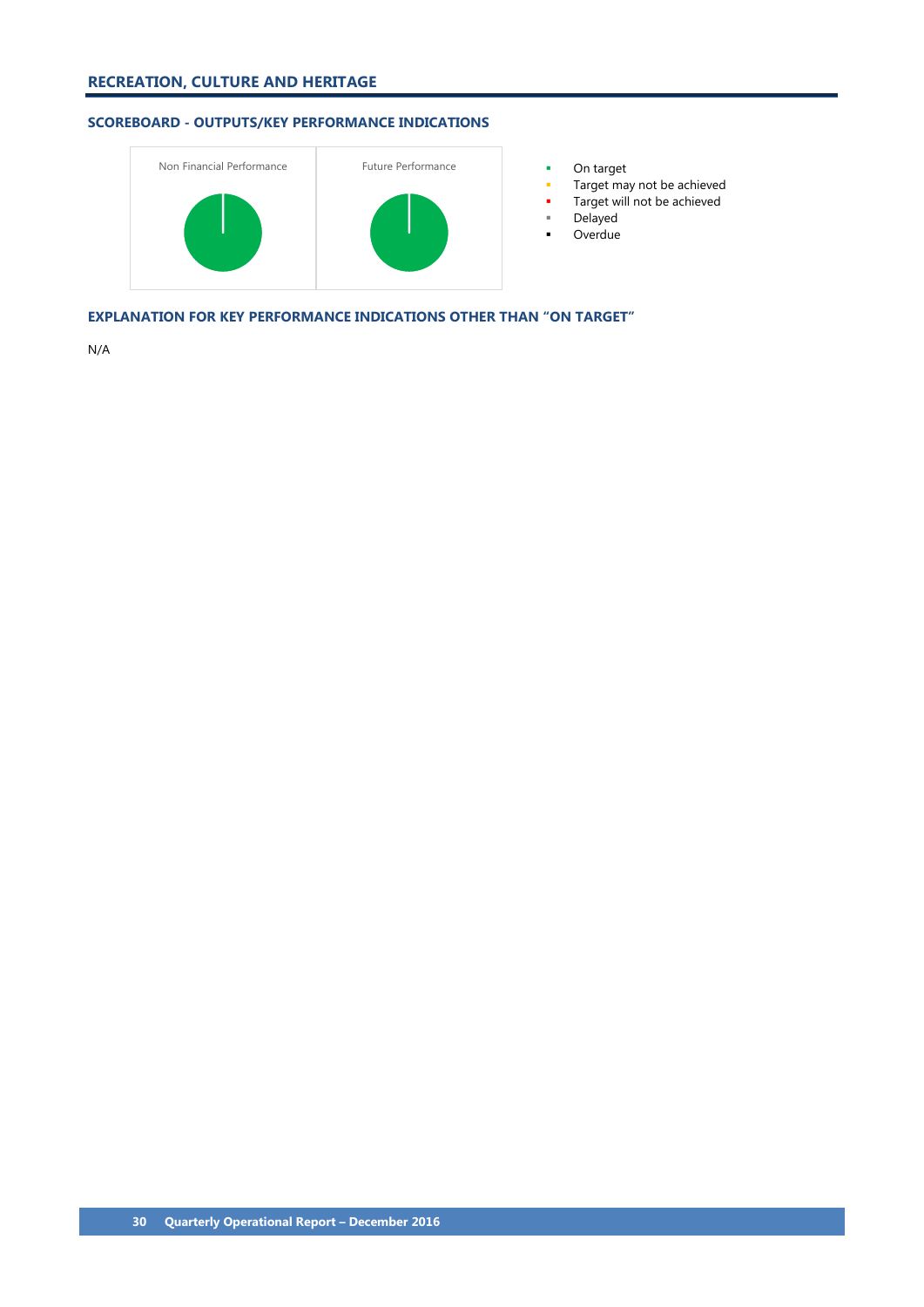## RECREATION, CULTURE AND HERITAGE

### SCOREBOARD - OUTPUTS/KEY PERFORMANCE INDICATIONS

Non Financial Performance

Future Performance

- On target
- Target may not be achieved
- Target will not be achieved
- Delayed
- Overdue

### EXPLANATION FOR KEY PERFORMANCE INDICATIONS OTHER THAN "ON TARGET"

N/A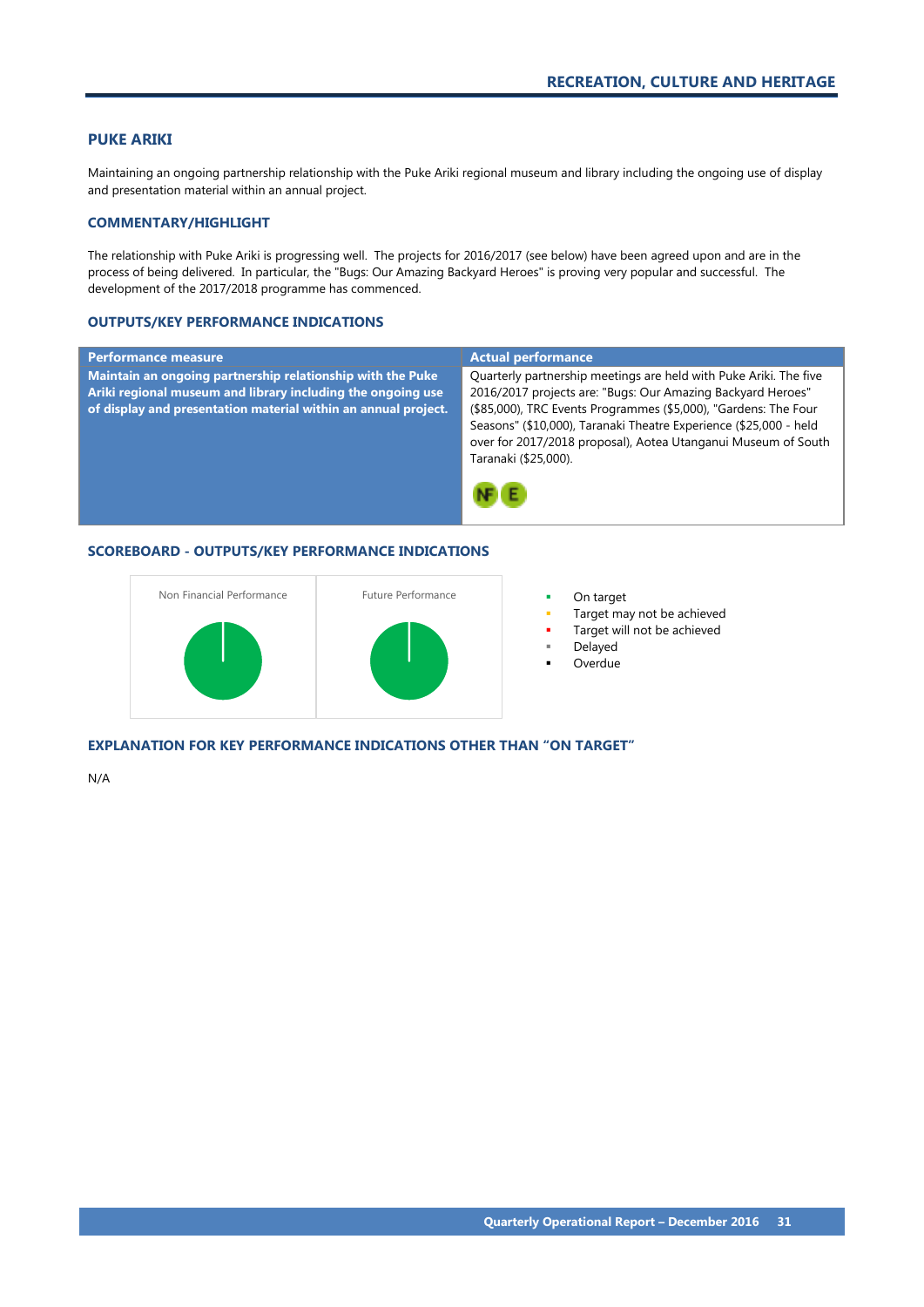## PUKE ARIKI

Maintaining an ongoing partnership relationship with the Puke Ariki regional museum and library including the ongoing use of display and presentation material within an annual project.

### COMMENTARY/HIGHLIGHT

The relationship with Puke Ariki is progressing well. The projects for 2016/2017 (see below) have been agreed upon and are in the process of being delivered. In particular, the "Bugs: Our Amazing Backyard Heroes" is proving very popular and successful. The development of the 2017/2018 programme has commenced.

### OUTPUTS/KEY PERFORMANCE INDICATIONS

| Performance measure | Actual performance |
|---|---|
| **Maintain an ongoing partnership relationship with the Puke Ariki regional museum and library including the ongoing use of display and presentation material within an annual project.** | Quarterly partnership meetings are held with Puke Ariki. The five 2016/2017 projects are: "Bugs: Our Amazing Backyard Heroes" ($85,000), TRC Events Programmes ($5,000), "Gardens: The Four Seasons" ($10,000), Taranaki Theatre Experience ($25,000 - held over for 2017/2018 proposal), Aotea Utanganui Museum of South Taranaki ($25,000). NF E |

### SCOREBOARD - OUTPUTS/KEY PERFORMANCE INDICATIONS

Non Financial Performance

Future Performance

- On target
- Target may not be achieved
- Target will not be achieved
- Delayed
- Overdue

### EXPLANATION FOR KEY PERFORMANCE INDICATIONS OTHER THAN "ON TARGET"

N/A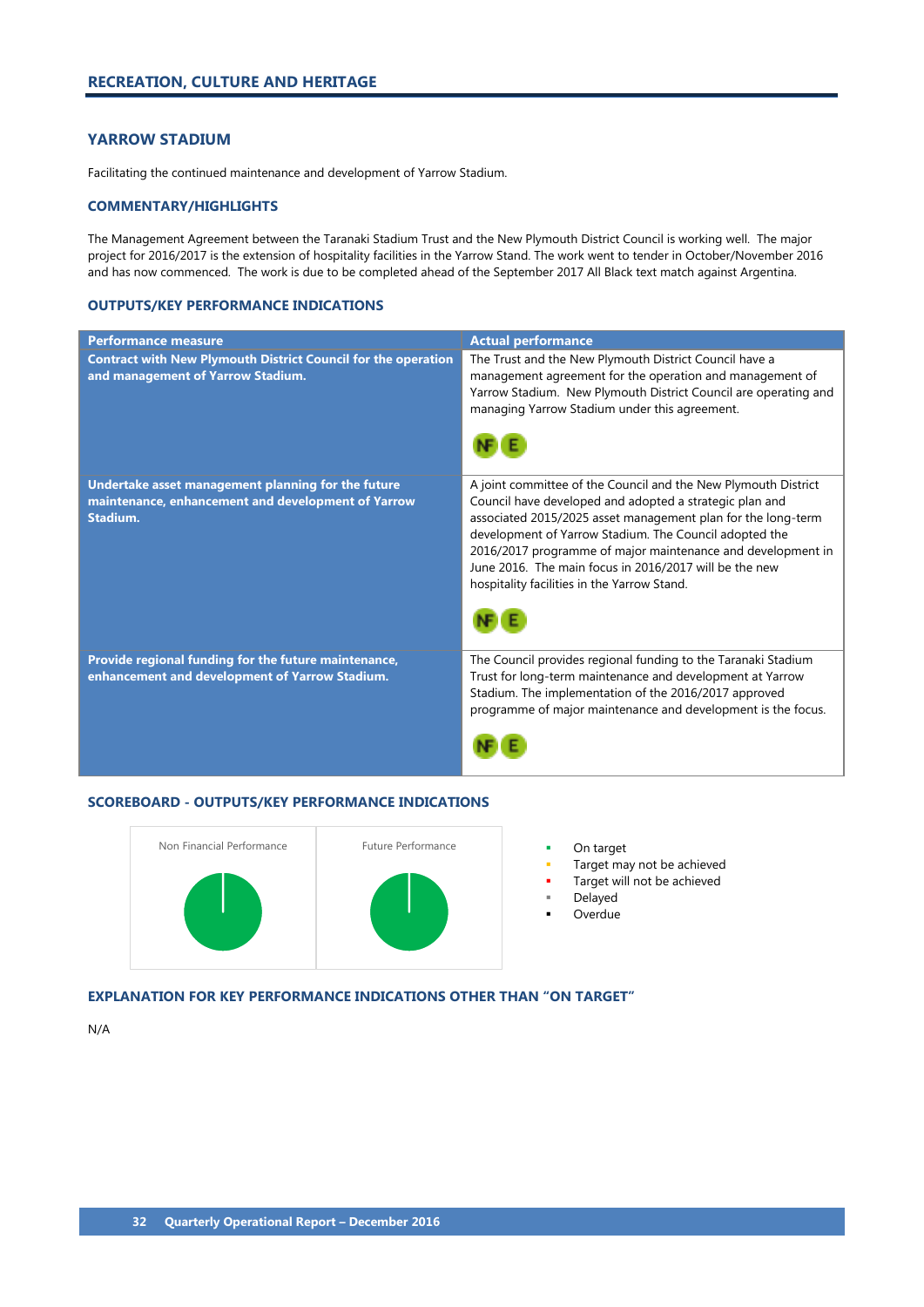## RECREATION, CULTURE AND HERITAGE

### YARROW STADIUM

Facilitating the continued maintenance and development of Yarrow Stadium.

#### COMMENTARY/HIGHLIGHTS

The Management Agreement between the Taranaki Stadium Trust and the New Plymouth District Council is working well. The major project for 2016/2017 is the extension of hospitality facilities in the Yarrow Stand. The work went to tender in October/November 2016 and has now commenced. The work is due to be completed ahead of the September 2017 All Black text match against Argentina.

#### OUTPUTS/KEY PERFORMANCE INDICATIONS

| Performance measure | Actual performance |
|---|---|
| **Contract with New Plymouth District Council for the operation and management of Yarrow Stadium.** | The Trust and the New Plymouth District Council have a management agreement for the operation and management of Yarrow Stadium. New Plymouth District Council are operating and managing Yarrow Stadium under this agreement. NF E |
| **Undertake asset management planning for the future maintenance, enhancement and development of Yarrow Stadium.** | A joint committee of the Council and the New Plymouth District Council have developed and adopted a strategic plan and associated 2015/2025 asset management plan for the long-term development of Yarrow Stadium. The Council adopted the 2016/2017 programme of major maintenance and development in June 2016. The main focus in 2016/2017 will be the new hospitality facilities in the Yarrow Stand. NF E |
| **Provide regional funding for the future maintenance, enhancement and development of Yarrow Stadium.** | The Council provides regional funding to the Taranaki Stadium Trust for long-term maintenance and development at Yarrow Stadium. The implementation of the 2016/2017 approved programme of major maintenance and development is the focus. NF E |

#### SCOREBOARD - OUTPUTS/KEY PERFORMANCE INDICATIONS

Non Financial Performance

Future Performance

- On target
- Target may not be achieved
- Target will not be achieved
- Delayed
- Overdue

#### EXPLANATION FOR KEY PERFORMANCE INDICATIONS OTHER THAN "ON TARGET"

N/A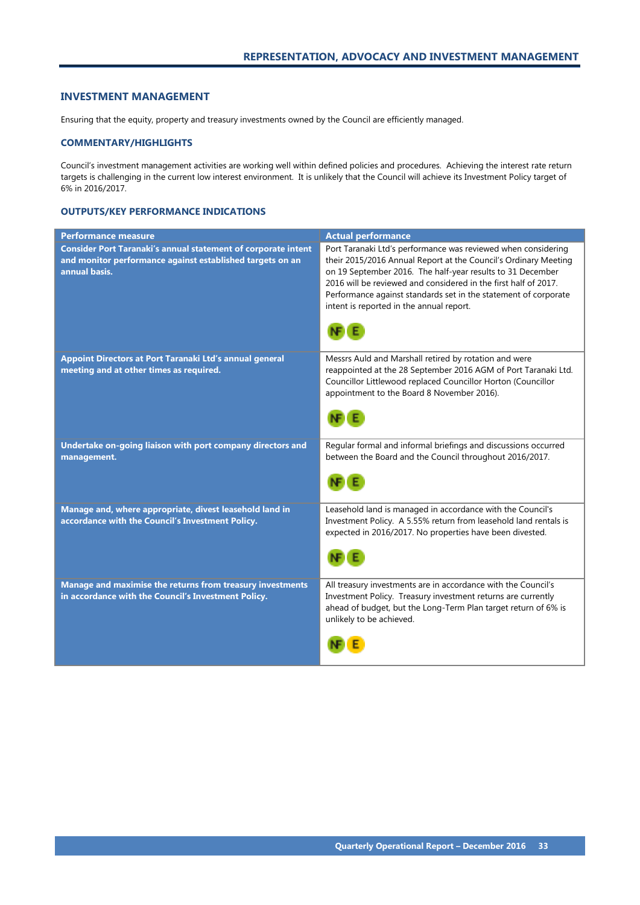## INVESTMENT MANAGEMENT

Ensuring that the equity, property and treasury investments owned by the Council are efficiently managed.

### COMMENTARY/HIGHLIGHTS

Council's investment management activities are working well within defined policies and procedures. Achieving the interest rate return targets is challenging in the current low interest environment. It is unlikely that the Council will achieve its Investment Policy target of 6% in 2016/2017.

### OUTPUTS/KEY PERFORMANCE INDICATIONS

| Performance measure | Actual performance |
|---|---|
| **Consider Port Taranaki's annual statement of corporate intent and monitor performance against established targets on an annual basis.** | Port Taranaki Ltd's performance was reviewed when considering their 2015/2016 Annual Report at the Council's Ordinary Meeting on 19 September 2016. The half-year results to 31 December 2016 will be reviewed and considered in the first half of 2017. Performance against standards set in the statement of corporate intent is reported in the annual report. NF E |
| **Appoint Directors at Port Taranaki Ltd's annual general meeting and at other times as required.** | Messrs Auld and Marshall retired by rotation and were reappointed at the 28 September 2016 AGM of Port Taranaki Ltd. Councillor Littlewood replaced Councillor Horton (Councillor appointment to the Board 8 November 2016). NF E |
| **Undertake on-going liaison with port company directors and management.** | Regular formal and informal briefings and discussions occurred between the Board and the Council throughout 2016/2017. NF E |
| **Manage and, where appropriate, divest leasehold land in accordance with the Council's Investment Policy.** | Leasehold land is managed in accordance with the Council's Investment Policy. A 5.55% return from leasehold land rentals is expected in 2016/2017. No properties have been divested. NF E |
| **Manage and maximise the returns from treasury investments in accordance with the Council's Investment Policy.** | All treasury investments are in accordance with the Council's Investment Policy. Treasury investment returns are currently ahead of budget, but the Long-Term Plan target return of 6% is unlikely to be achieved. NF E |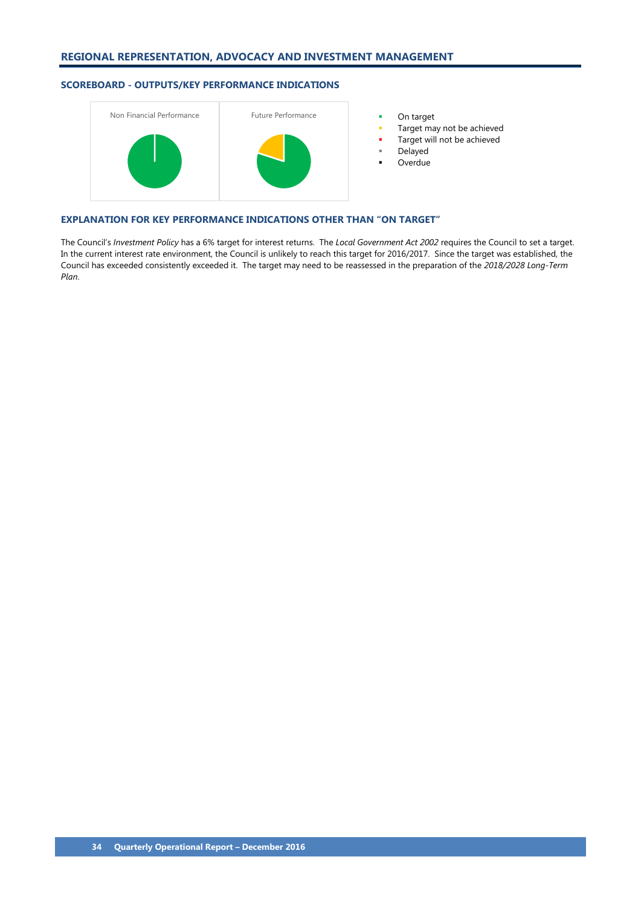## REGIONAL REPRESENTATION, ADVOCACY AND INVESTMENT MANAGEMENT

### SCOREBOARD - OUTPUTS/KEY PERFORMANCE INDICATIONS

Non Financial Performance

Future Performance

- On target
- Target may not be achieved
- Target will not be achieved
- Delayed
- Overdue

### EXPLANATION FOR KEY PERFORMANCE INDICATIONS OTHER THAN "ON TARGET"

The Council's *Investment Policy* has a 6% target for interest returns. The *Local Government Act 2002* requires the Council to set a target. In the current interest rate environment, the Council is unlikely to reach this target for 2016/2017. Since the target was established, the Council has exceeded consistently exceeded it. The target may need to be reassessed in the preparation of the *2018/2028 Long-Term Plan*.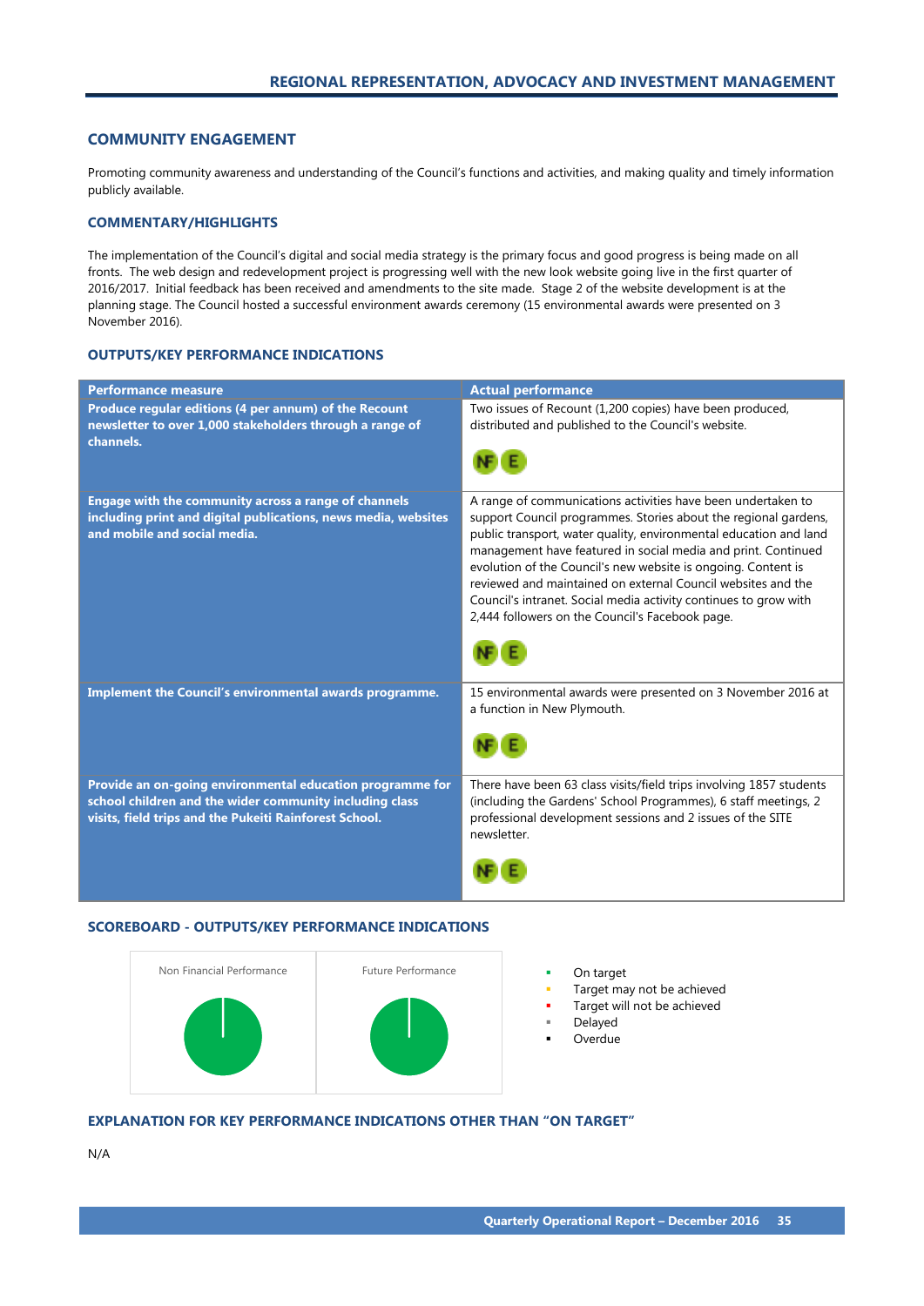## REGIONAL REPRESENTATION, ADVOCACY AND INVESTMENT MANAGEMENT

### COMMUNITY ENGAGEMENT

Promoting community awareness and understanding of the Council's functions and activities, and making quality and timely information publicly available.

#### COMMENTARY/HIGHLIGHTS

The implementation of the Council's digital and social media strategy is the primary focus and good progress is being made on all fronts. The web design and redevelopment project is progressing well with the new look website going live in the first quarter of 2016/2017. Initial feedback has been received and amendments to the site made. Stage 2 of the website development is at the planning stage. The Council hosted a successful environment awards ceremony (15 environmental awards were presented on 3 November 2016).

#### OUTPUTS/KEY PERFORMANCE INDICATIONS

| Performance measure | Actual performance |
|---|---|
| **Produce regular editions (4 per annum) of the Recount newsletter to over 1,000 stakeholders through a range of channels.** | Two issues of Recount (1,200 copies) have been produced, distributed and published to the Council's website. NF E |
| **Engage with the community across a range of channels including print and digital publications, news media, websites and mobile and social media.** | A range of communications activities have been undertaken to support Council programmes. Stories about the regional gardens, public transport, water quality, environmental education and land management have featured in social media and print. Continued evolution of the Council's new website is ongoing. Content is reviewed and maintained on external Council websites and the Council's intranet. Social media activity continues to grow with 2,444 followers on the Council's Facebook page. NF E |
| **Implement the Council's environmental awards programme.** | 15 environmental awards were presented on 3 November 2016 at a function in New Plymouth. NF E |
| **Provide an on-going environmental education programme for school children and the wider community including class visits, field trips and the Pukeiti Rainforest School.** | There have been 63 class visits/field trips involving 1857 students (including the Gardens' School Programmes), 6 staff meetings, 2 professional development sessions and 2 issues of the SITE newsletter. NF E |

#### SCOREBOARD - OUTPUTS/KEY PERFORMANCE INDICATIONS

Non Financial Performance | Future Performance

- On target
- Target may not be achieved
- Target will not be achieved
- Delayed
- Overdue

#### EXPLANATION FOR KEY PERFORMANCE INDICATIONS OTHER THAN "ON TARGET"

N/A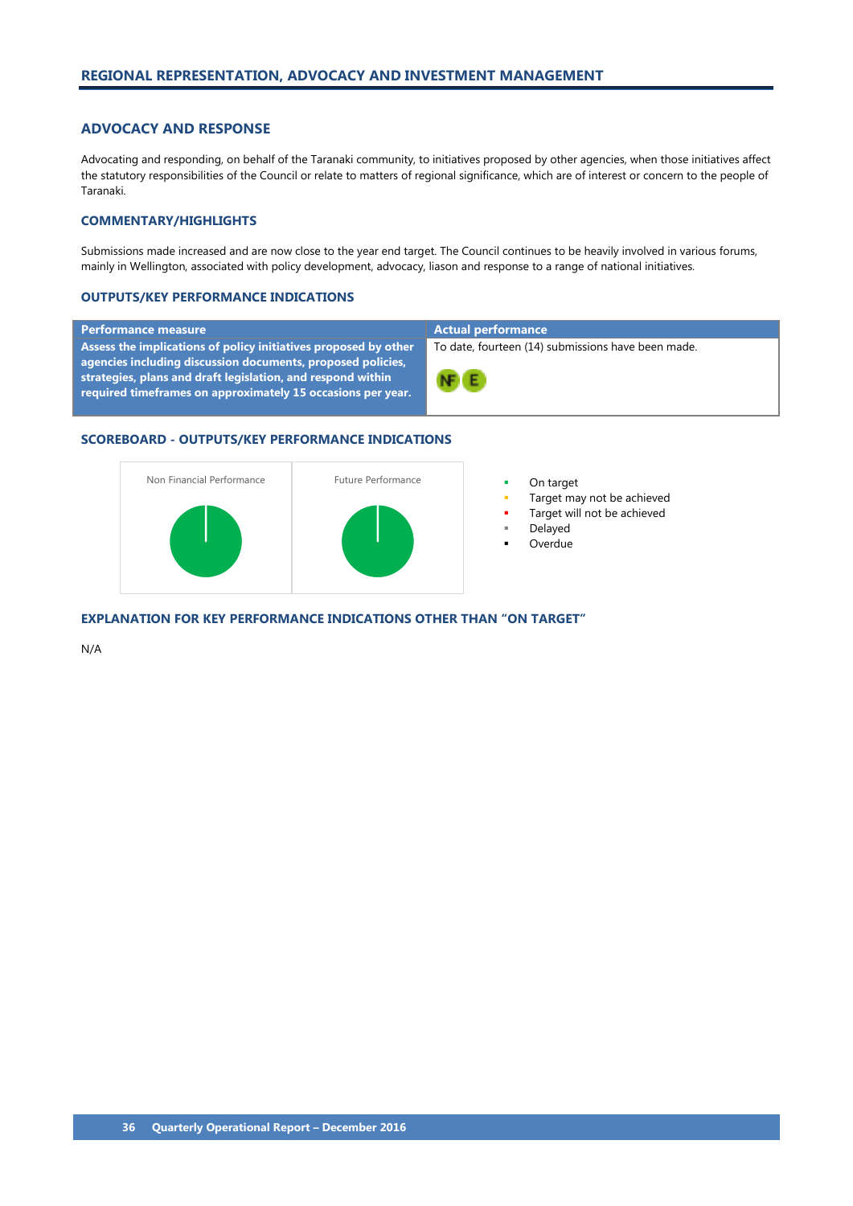## REGIONAL REPRESENTATION, ADVOCACY AND INVESTMENT MANAGEMENT

### ADVOCACY AND RESPONSE

Advocating and responding, on behalf of the Taranaki community, to initiatives proposed by other agencies, when those initiatives affect the statutory responsibilities of the Council or relate to matters of regional significance, which are of interest or concern to the people of Taranaki.

#### COMMENTARY/HIGHLIGHTS

Submissions made increased and are now close to the year end target. The Council continues to be heavily involved in various forums, mainly in Wellington, associated with policy development, advocacy, liason and response to a range of national initiatives.

#### OUTPUTS/KEY PERFORMANCE INDICATIONS

| Performance measure | Actual performance |
|---|---|
| **Assess the implications of policy initiatives proposed by other agencies including discussion documents, proposed policies, strategies, plans and draft legislation, and respond within required timeframes on approximately 15 occasions per year.** | To date, fourteen (14) submissions have been made. NF E |

#### SCOREBOARD - OUTPUTS/KEY PERFORMANCE INDICATIONS

Non Financial Performance

Future Performance

- On target
- Target may not be achieved
- Target will not be achieved
- Delayed
- Overdue

#### EXPLANATION FOR KEY PERFORMANCE INDICATIONS OTHER THAN "ON TARGET"

N/A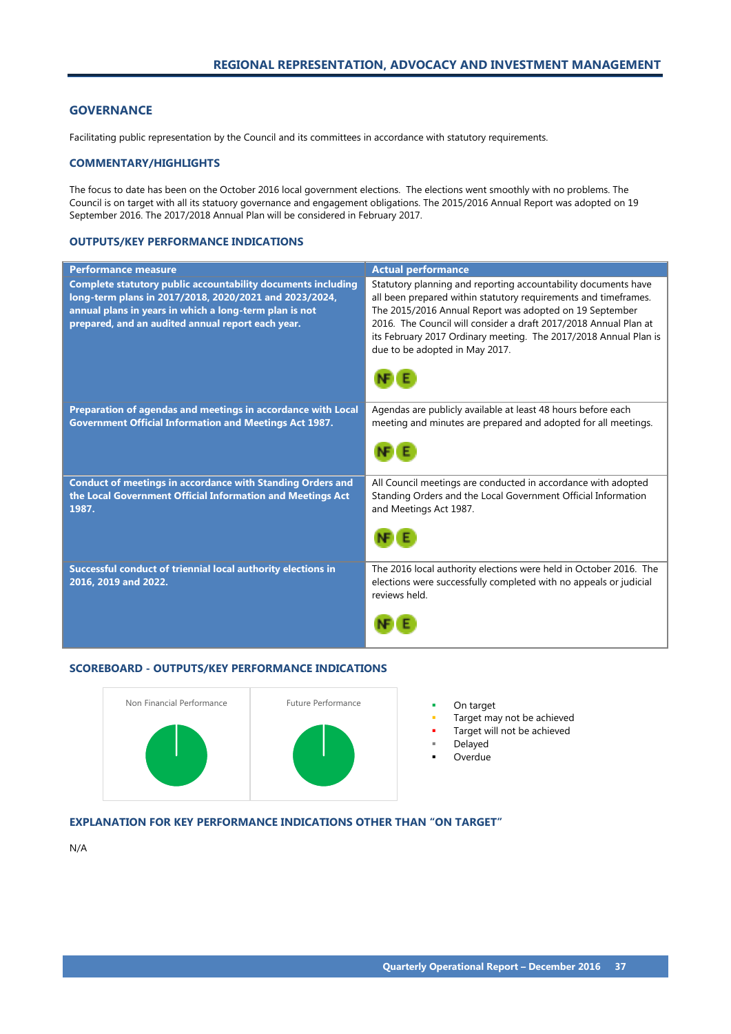# REGIONAL REPRESENTATION, ADVOCACY AND INVESTMENT MANAGEMENT

## GOVERNANCE

Facilitating public representation by the Council and its committees in accordance with statutory requirements.

### COMMENTARY/HIGHLIGHTS

The focus to date has been on the October 2016 local government elections. The elections went smoothly with no problems. The Council is on target with all its statuory governance and engagement obligations. The 2015/2016 Annual Report was adopted on 19 September 2016. The 2017/2018 Annual Plan will be considered in February 2017.

### OUTPUTS/KEY PERFORMANCE INDICATIONS

| Performance measure | Actual performance |
|---|---|
| **Complete statutory public accountability documents including long-term plans in 2017/2018, 2020/2021 and 2023/2024, annual plans in years in which a long-term plan is not prepared, and an audited annual report each year.** | Statutory planning and reporting accountability documents have all been prepared within statutory requirements and timeframes. The 2015/2016 Annual Report was adopted on 19 September 2016. The Council will consider a draft 2017/2018 Annual Plan at its February 2017 Ordinary meeting. The 2017/2018 Annual Plan is due to be adopted in May 2017. NF E |
| **Preparation of agendas and meetings in accordance with Local Government Official Information and Meetings Act 1987.** | Agendas are publicly available at least 48 hours before each meeting and minutes are prepared and adopted for all meetings. NF E |
| **Conduct of meetings in accordance with Standing Orders and the Local Government Official Information and Meetings Act 1987.** | All Council meetings are conducted in accordance with adopted Standing Orders and the Local Government Official Information and Meetings Act 1987. NF E |
| **Successful conduct of triennial local authority elections in 2016, 2019 and 2022.** | The 2016 local authority elections were held in October 2016. The elections were successfully completed with no appeals or judicial reviews held. NF E |

### SCOREBOARD - OUTPUTS/KEY PERFORMANCE INDICATIONS

Non Financial Performance

Future Performance

- On target
- Target may not be achieved
- Target will not be achieved
- Delayed
- Overdue

### EXPLANATION FOR KEY PERFORMANCE INDICATIONS OTHER THAN "ON TARGET"

N/A